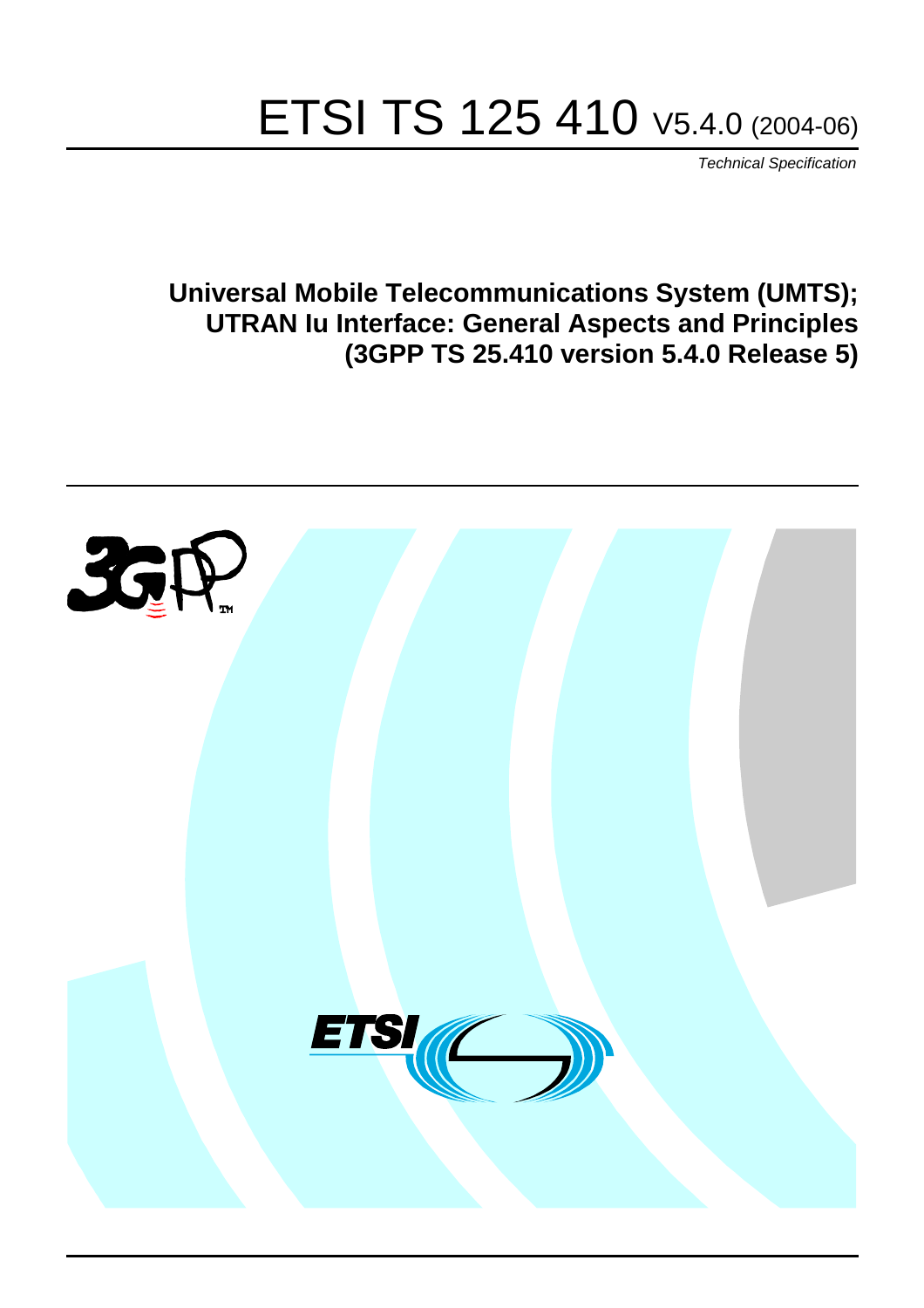# ETSI TS 125 410 V5.4.0 (2004-06)

*Technical Specification*

**Universal Mobile Telecommunications System (UMTS); UTRAN Iu Interface: General Aspects and Principles (3GPP TS 25.410 version 5.4.0 Release 5)**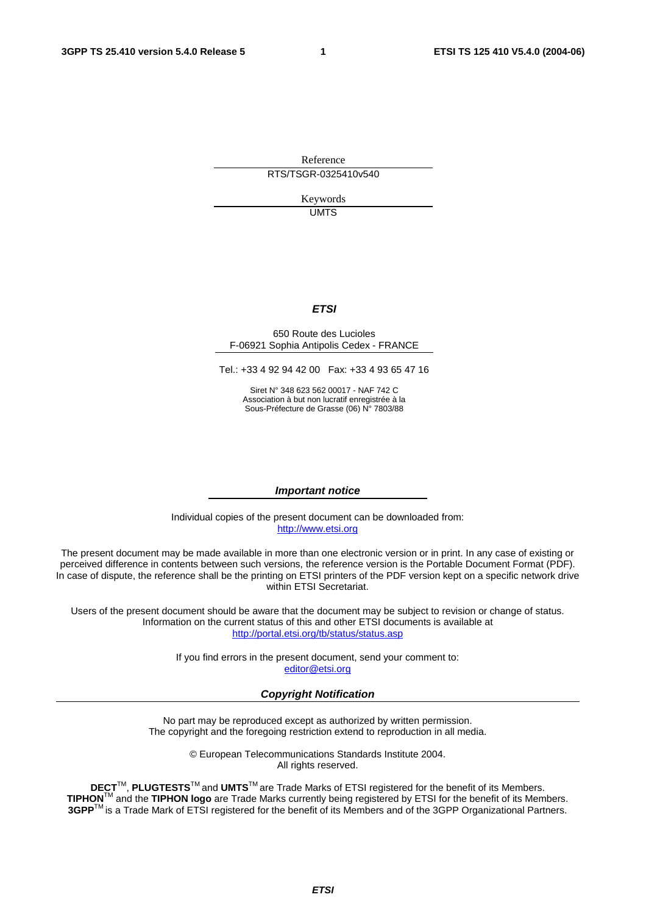Reference

RTS/TSGR-0325410v540

Keywords

UMTS

***ETSI***

650 Route des Lucioles
F-06921 Sophia Antipolis Cedex - FRANCE

Tel.: +33 4 92 94 42 00 Fax: +33 4 93 65 47 16

Siret N° 348 623 562 00017 - NAF 742 C
Association à but non lucratif enregistrée à la
Sous-Préfecture de Grasse (06) N° 7803/88

***Important notice***

Individual copies of the present document can be downloaded from:
http://www.etsi.org

The present document may be made available in more than one electronic version or in print. In any case of existing or perceived difference in contents between such versions, the reference version is the Portable Document Format (PDF). In case of dispute, the reference shall be the printing on ETSI printers of the PDF version kept on a specific network drive within ETSI Secretariat.

Users of the present document should be aware that the document may be subject to revision or change of status. Information on the current status of this and other ETSI documents is available at
http://portal.etsi.org/tb/status/status.asp

If you find errors in the present document, send your comment to:
editor@etsi.org

***Copyright Notification***

No part may be reproduced except as authorized by written permission.
The copyright and the foregoing restriction extend to reproduction in all media.

© European Telecommunications Standards Institute 2004.
All rights reserved.

**DECT**™, **PLUGTESTS**™ and **UMTS**™ are Trade Marks of ETSI registered for the benefit of its Members.
**TIPHON**™ and the **TIPHON logo** are Trade Marks currently being registered by ETSI for the benefit of its Members.
**3GPP**™ is a Trade Mark of ETSI registered for the benefit of its Members and of the 3GPP Organizational Partners.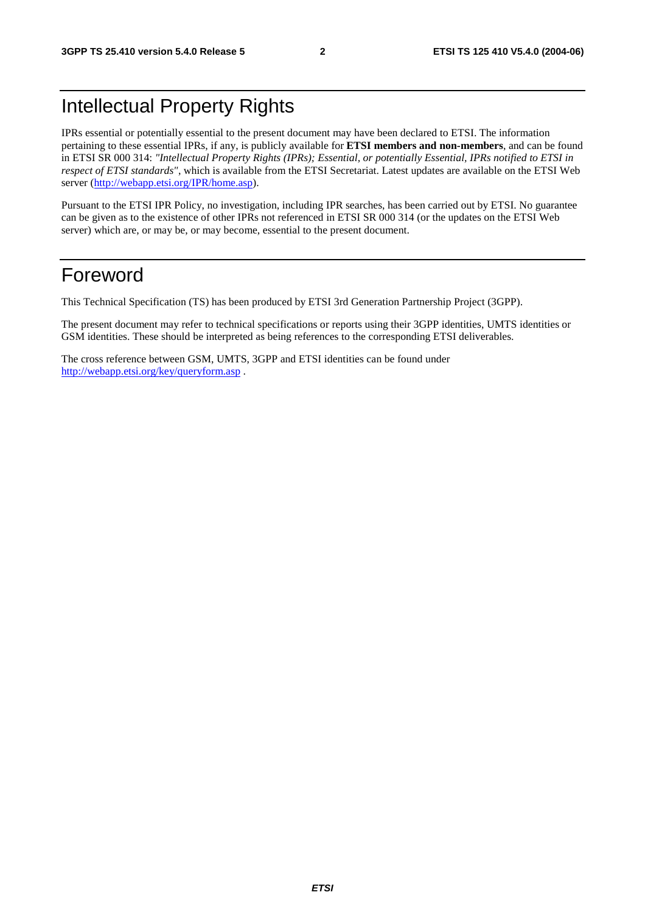# Intellectual Property Rights

IPRs essential or potentially essential to the present document may have been declared to ETSI. The information pertaining to these essential IPRs, if any, is publicly available for **ETSI members and non-members**, and can be found in ETSI SR 000 314: *"Intellectual Property Rights (IPRs); Essential, or potentially Essential, IPRs notified to ETSI in respect of ETSI standards"*, which is available from the ETSI Secretariat. Latest updates are available on the ETSI Web server (http://webapp.etsi.org/IPR/home.asp).

Pursuant to the ETSI IPR Policy, no investigation, including IPR searches, has been carried out by ETSI. No guarantee can be given as to the existence of other IPRs not referenced in ETSI SR 000 314 (or the updates on the ETSI Web server) which are, or may be, or may become, essential to the present document.

# Foreword

This Technical Specification (TS) has been produced by ETSI 3rd Generation Partnership Project (3GPP).

The present document may refer to technical specifications or reports using their 3GPP identities, UMTS identities or GSM identities. These should be interpreted as being references to the corresponding ETSI deliverables.

The cross reference between GSM, UMTS, 3GPP and ETSI identities can be found under http://webapp.etsi.org/key/queryform.asp .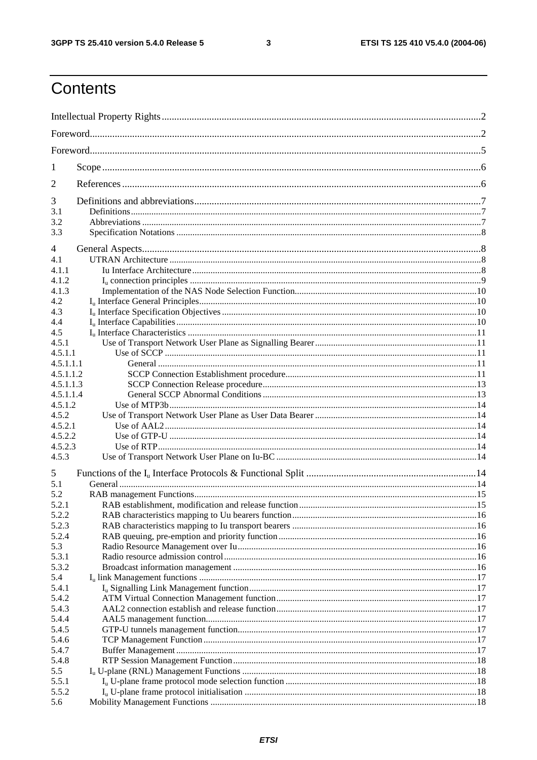# Contents

Intellectual Property Rights ..........2

Foreword ..........2

Foreword ..........5

1 Scope ..........6

2 References ..........6

3 Definitions and abbreviations ..........7
3.1 Definitions ..........7
3.2 Abbreviations ..........7
3.3 Specification Notations ..........8

4 General Aspects ..........8
4.1 UTRAN Architecture ..........8
4.1.1 Iu Interface Architecture ..........8
4.1.2 $I_u$ connection principles ..........9
4.1.3 Implementation of the NAS Node Selection Function ..........10
4.2 $I_u$ Interface General Principles ..........10
4.3 $I_u$ Interface Specification Objectives ..........10
4.4 $I_u$ Interface Capabilities ..........10
4.5 $I_u$ Interface Characteristics ..........11
4.5.1 Use of Transport Network User Plane as Signalling Bearer ..........11
4.5.1.1 Use of SCCP ..........11
4.5.1.1.1 General ..........11
4.5.1.1.2 SCCP Connection Establishment procedure ..........11
4.5.1.1.3 SCCP Connection Release procedure ..........13
4.5.1.1.4 General SCCP Abnormal Conditions ..........13
4.5.1.2 Use of MTP3b ..........14
4.5.2 Use of Transport Network User Plane as User Data Bearer ..........14
4.5.2.1 Use of AAL2 ..........14
4.5.2.2 Use of GTP-U ..........14
4.5.2.3 Use of RTP ..........14
4.5.3 Use of Transport Network User Plane on Iu-BC ..........14

5 Functions of the $I_u$ Interface Protocols & Functional Split ..........14
5.1 General ..........14
5.2 RAB management Functions ..........15
5.2.1 RAB establishment, modification and release function ..........15
5.2.2 RAB characteristics mapping to Uu bearers function ..........16
5.2.3 RAB characteristics mapping to Iu transport bearers ..........16
5.2.4 RAB queuing, pre-emption and priority function ..........16
5.3 Radio Resource Management over Iu ..........16
5.3.1 Radio resource admission control ..........16
5.3.2 Broadcast information management ..........16
5.4 $I_u$ link Management functions ..........17
5.4.1 $I_u$ Signalling Link Management function ..........17
5.4.2 ATM Virtual Connection Management function ..........17
5.4.3 AAL2 connection establish and release function ..........17
5.4.4 AAL5 management function ..........17
5.4.5 GTP-U tunnels management function ..........17
5.4.6 TCP Management Function ..........17
5.4.7 Buffer Management ..........17
5.4.8 RTP Session Management Function ..........18
5.5 $I_u$ U-plane (RNL) Management Functions ..........18
5.5.1 $I_u$ U-plane frame protocol mode selection function ..........18
5.5.2 $I_u$ U-plane frame protocol initialisation ..........18
5.6 Mobility Management Functions ..........18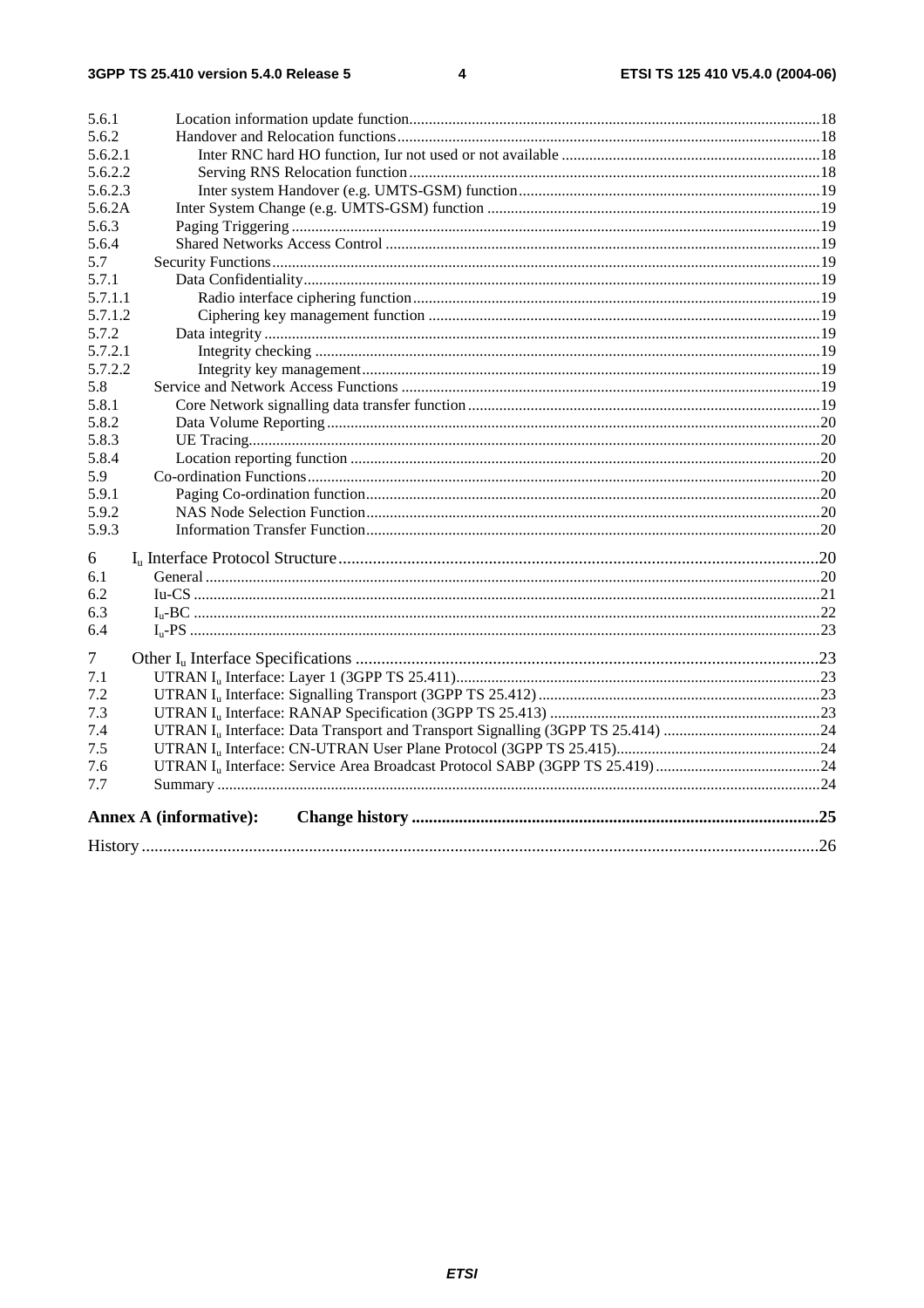5.6.1 Location information update function .......... 18
5.6.2 Handover and Relocation functions .......... 18
5.6.2.1 Inter RNC hard HO function, Iur not used or not available .......... 18
5.6.2.2 Serving RNS Relocation function .......... 18
5.6.2.3 Inter system Handover (e.g. UMTS-GSM) function .......... 19
5.6.2A Inter System Change (e.g. UMTS-GSM) function .......... 19
5.6.3 Paging Triggering .......... 19
5.6.4 Shared Networks Access Control .......... 19
5.7 Security Functions .......... 19
5.7.1 Data Confidentiality .......... 19
5.7.1.1 Radio interface ciphering function .......... 19
5.7.1.2 Ciphering key management function .......... 19
5.7.2 Data integrity .......... 19
5.7.2.1 Integrity checking .......... 19
5.7.2.2 Integrity key management .......... 19
5.8 Service and Network Access Functions .......... 19
5.8.1 Core Network signalling data transfer function .......... 19
5.8.2 Data Volume Reporting .......... 20
5.8.3 UE Tracing .......... 20
5.8.4 Location reporting function .......... 20
5.9 Co-ordination Functions .......... 20
5.9.1 Paging Co-ordination function .......... 20
5.9.2 NAS Node Selection Function .......... 20
5.9.3 Information Transfer Function .......... 20

6 $I_u$ Interface Protocol Structure .......... 20
6.1 General .......... 20
6.2 Iu-CS .......... 21
6.3 $I_u$-BC .......... 22
6.4 $I_u$-PS .......... 23

7 Other $I_u$ Interface Specifications .......... 23
7.1 UTRAN $I_u$ Interface: Layer 1 (3GPP TS 25.411) .......... 23
7.2 UTRAN $I_u$ Interface: Signalling Transport (3GPP TS 25.412) .......... 23
7.3 UTRAN $I_u$ Interface: RANAP Specification (3GPP TS 25.413) .......... 23
7.4 UTRAN $I_u$ Interface: Data Transport and Transport Signalling (3GPP TS 25.414) .......... 24
7.5 UTRAN $I_u$ Interface: CN-UTRAN User Plane Protocol (3GPP TS 25.415) .......... 24
7.6 UTRAN $I_u$ Interface: Service Area Broadcast Protocol SABP (3GPP TS 25.419) .......... 24
7.7 Summary .......... 24

**Annex A (informative): Change history .......... 25**

History .......... 26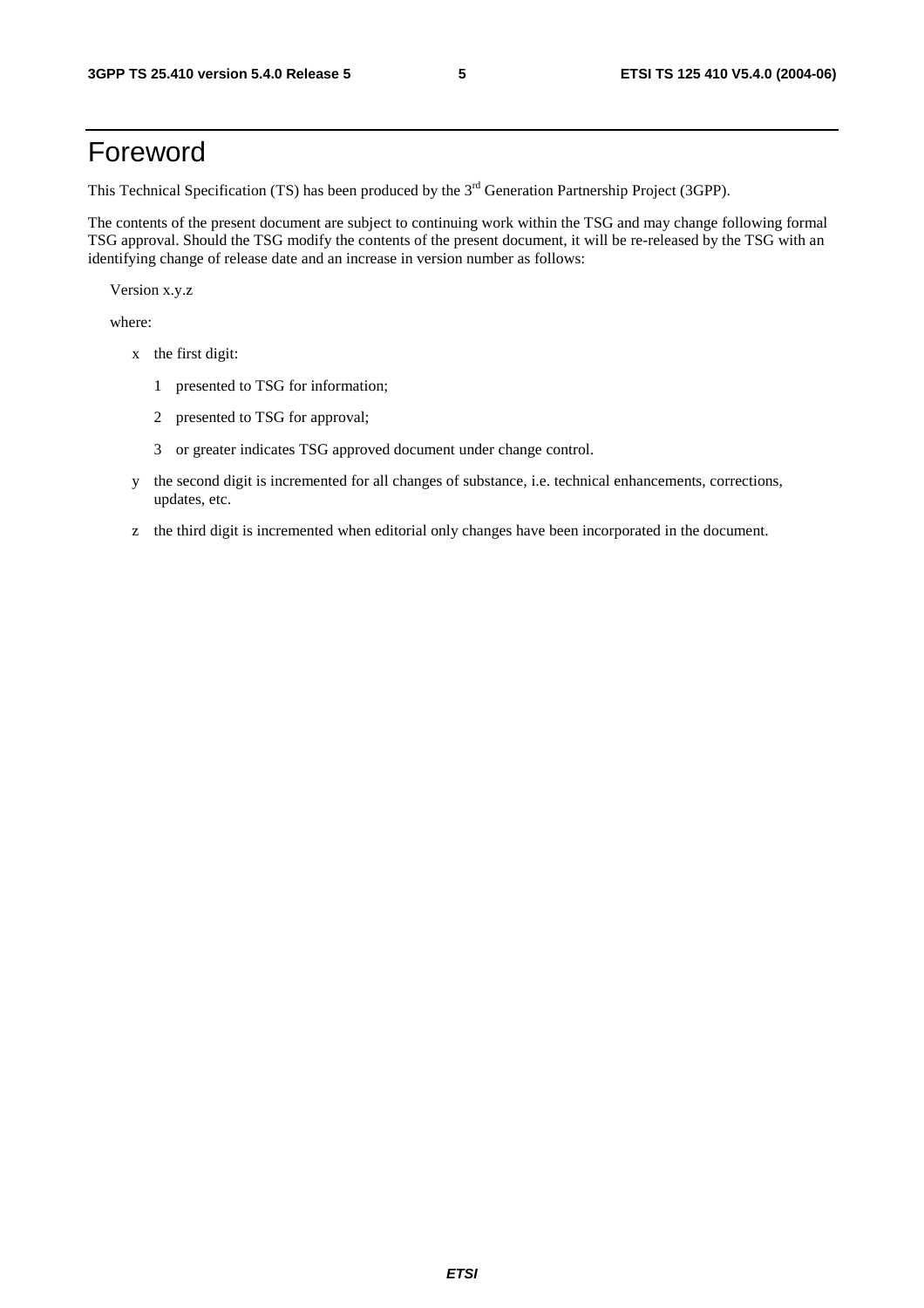# Foreword

This Technical Specification (TS) has been produced by the 3rd Generation Partnership Project (3GPP).

The contents of the present document are subject to continuing work within the TSG and may change following formal TSG approval. Should the TSG modify the contents of the present document, it will be re-released by the TSG with an identifying change of release date and an increase in version number as follows:

Version x.y.z

where:

- x the first digit:
  - 1 presented to TSG for information;
  - 2 presented to TSG for approval;
  - 3 or greater indicates TSG approved document under change control.
- y the second digit is incremented for all changes of substance, i.e. technical enhancements, corrections, updates, etc.
- z the third digit is incremented when editorial only changes have been incorporated in the document.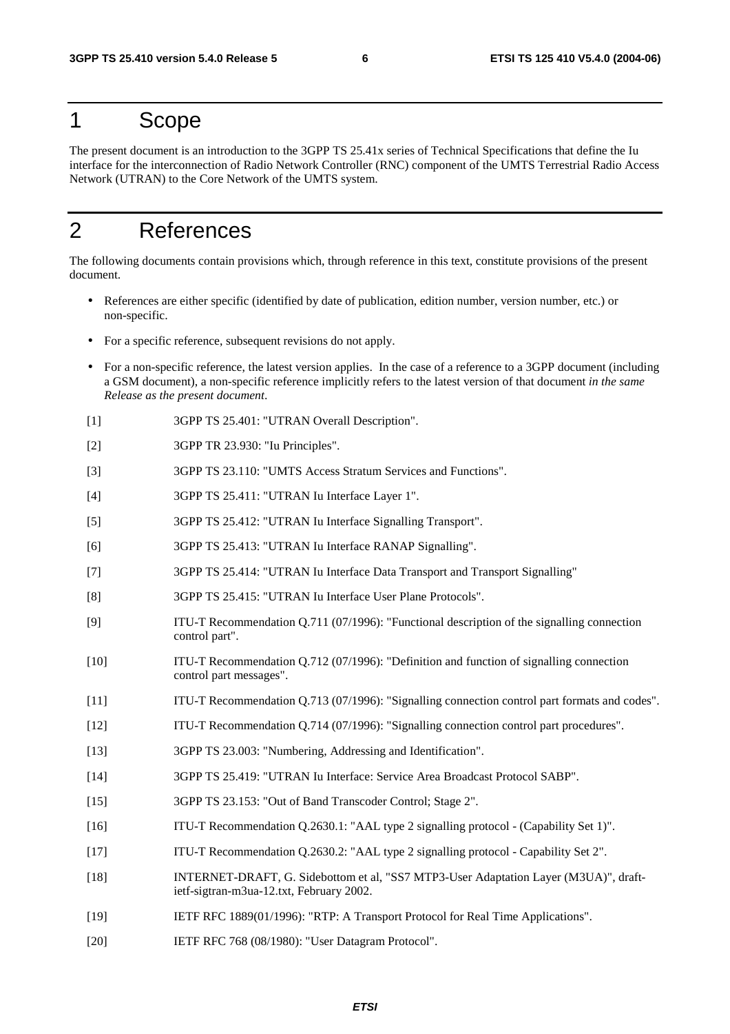# 1 Scope

The present document is an introduction to the 3GPP TS 25.41x series of Technical Specifications that define the Iu interface for the interconnection of Radio Network Controller (RNC) component of the UMTS Terrestrial Radio Access Network (UTRAN) to the Core Network of the UMTS system.

# 2 References

The following documents contain provisions which, through reference in this text, constitute provisions of the present document.

- References are either specific (identified by date of publication, edition number, version number, etc.) or non-specific.
- For a specific reference, subsequent revisions do not apply.
- For a non-specific reference, the latest version applies. In the case of a reference to a 3GPP document (including a GSM document), a non-specific reference implicitly refers to the latest version of that document *in the same Release as the present document*.

[1] 3GPP TS 25.401: "UTRAN Overall Description".

[2] 3GPP TR 23.930: "Iu Principles".

[3] 3GPP TS 23.110: "UMTS Access Stratum Services and Functions".

[4] 3GPP TS 25.411: "UTRAN Iu Interface Layer 1".

[5] 3GPP TS 25.412: "UTRAN Iu Interface Signalling Transport".

[6] 3GPP TS 25.413: "UTRAN Iu Interface RANAP Signalling".

[7] 3GPP TS 25.414: "UTRAN Iu Interface Data Transport and Transport Signalling"

[8] 3GPP TS 25.415: "UTRAN Iu Interface User Plane Protocols".

[9] ITU-T Recommendation Q.711 (07/1996): "Functional description of the signalling connection control part".

[10] ITU-T Recommendation Q.712 (07/1996): "Definition and function of signalling connection control part messages".

[11] ITU-T Recommendation Q.713 (07/1996): "Signalling connection control part formats and codes".

[12] ITU-T Recommendation Q.714 (07/1996): "Signalling connection control part procedures".

[13] 3GPP TS 23.003: "Numbering, Addressing and Identification".

[14] 3GPP TS 25.419: "UTRAN Iu Interface: Service Area Broadcast Protocol SABP".

[15] 3GPP TS 23.153: "Out of Band Transcoder Control; Stage 2".

[16] ITU-T Recommendation Q.2630.1: "AAL type 2 signalling protocol - (Capability Set 1)".

[17] ITU-T Recommendation Q.2630.2: "AAL type 2 signalling protocol - Capability Set 2".

[18] INTERNET-DRAFT, G. Sidebottom et al, "SS7 MTP3-User Adaptation Layer (M3UA)", draft-ietf-sigtran-m3ua-12.txt, February 2002.

[19] IETF RFC 1889(01/1996): "RTP: A Transport Protocol for Real Time Applications".

[20] IETF RFC 768 (08/1980): "User Datagram Protocol".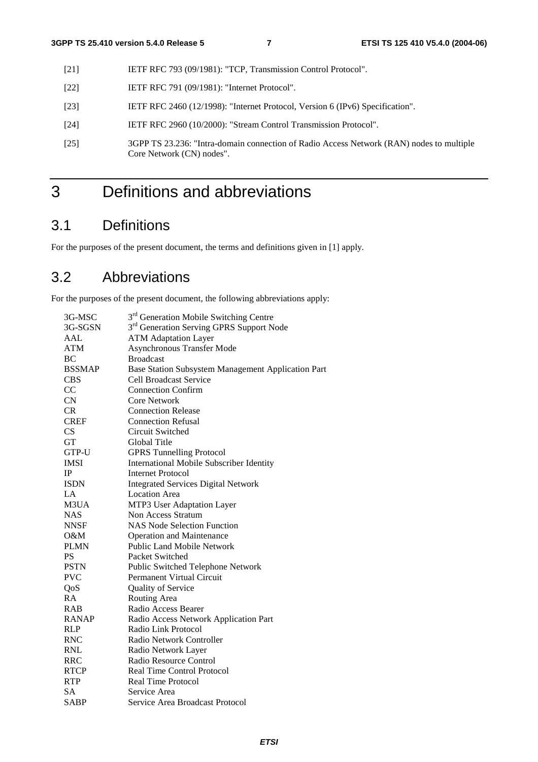[21] IETF RFC 793 (09/1981): "TCP, Transmission Control Protocol".

[22] IETF RFC 791 (09/1981): "Internet Protocol".

[23] IETF RFC 2460 (12/1998): "Internet Protocol, Version 6 (IPv6) Specification".

[24] IETF RFC 2960 (10/2000): "Stream Control Transmission Protocol".

[25] 3GPP TS 23.236: "Intra-domain connection of Radio Access Network (RAN) nodes to multiple Core Network (CN) nodes".

# 3 Definitions and abbreviations

## 3.1 Definitions

For the purposes of the present document, the terms and definitions given in [1] apply.

## 3.2 Abbreviations

For the purposes of the present document, the following abbreviations apply:

| | |
|---|---|
| 3G-MSC | 3rd Generation Mobile Switching Centre |
| 3G-SGSN | 3rd Generation Serving GPRS Support Node |
| AAL | ATM Adaptation Layer |
| ATM | Asynchronous Transfer Mode |
| BC | Broadcast |
| BSSMAP | Base Station Subsystem Management Application Part |
| CBS | Cell Broadcast Service |
| CC | Connection Confirm |
| CN | Core Network |
| CR | Connection Release |
| CREF | Connection Refusal |
| CS | Circuit Switched |
| GT | Global Title |
| GTP-U | GPRS Tunnelling Protocol |
| IMSI | International Mobile Subscriber Identity |
| IP | Internet Protocol |
| ISDN | Integrated Services Digital Network |
| LA | Location Area |
| M3UA | MTP3 User Adaptation Layer |
| NAS | Non Access Stratum |
| NNSF | NAS Node Selection Function |
| O&M | Operation and Maintenance |
| PLMN | Public Land Mobile Network |
| PS | Packet Switched |
| PSTN | Public Switched Telephone Network |
| PVC | Permanent Virtual Circuit |
| QoS | Quality of Service |
| RA | Routing Area |
| RAB | Radio Access Bearer |
| RANAP | Radio Access Network Application Part |
| RLP | Radio Link Protocol |
| RNC | Radio Network Controller |
| RNL | Radio Network Layer |
| RRC | Radio Resource Control |
| RTCP | Real Time Control Protocol |
| RTP | Real Time Protocol |
| SA | Service Area |
| SABP | Service Area Broadcast Protocol |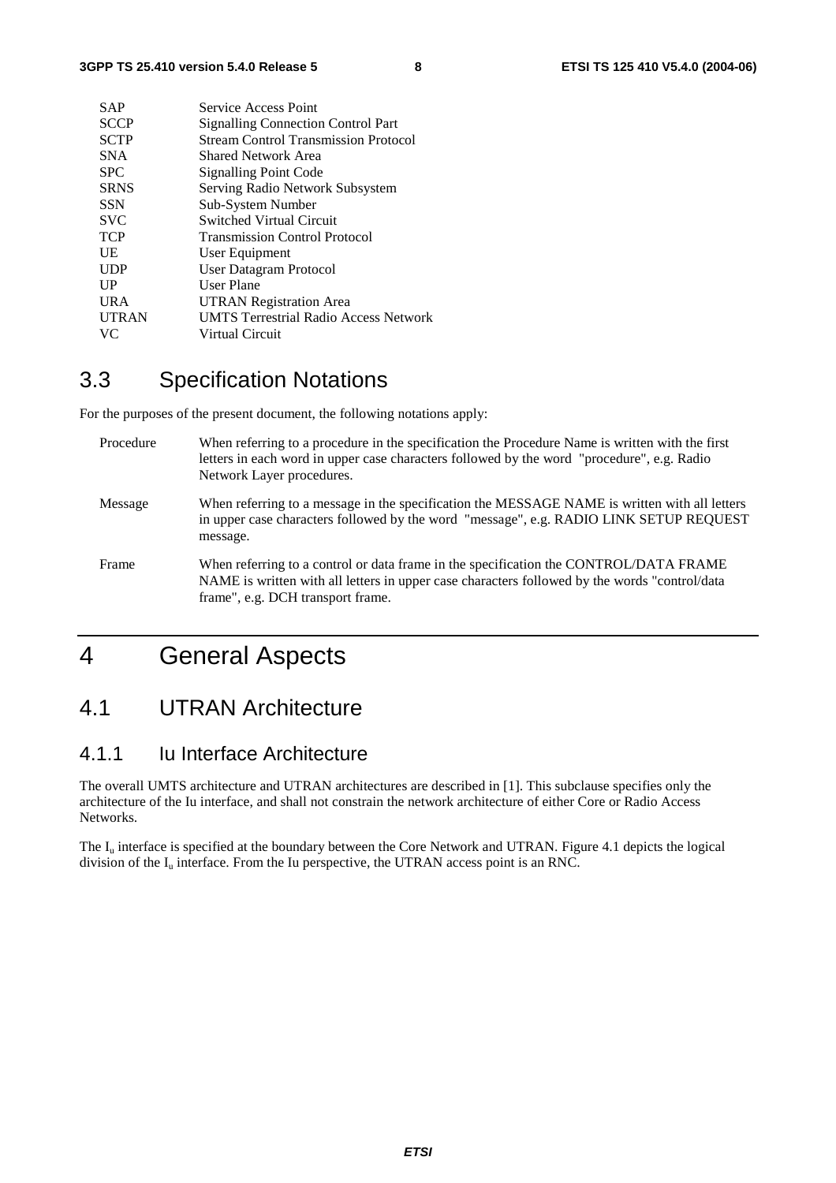| | |
|---|---|
| SAP | Service Access Point |
| SCCP | Signalling Connection Control Part |
| SCTP | Stream Control Transmission Protocol |
| SNA | Shared Network Area |
| SPC | Signalling Point Code |
| SRNS | Serving Radio Network Subsystem |
| SSN | Sub-System Number |
| SVC | Switched Virtual Circuit |
| TCP | Transmission Control Protocol |
| UE | User Equipment |
| UDP | User Datagram Protocol |
| UP | User Plane |
| URA | UTRAN Registration Area |
| UTRAN | UMTS Terrestrial Radio Access Network |
| VC | Virtual Circuit |

## 3.3 Specification Notations

For the purposes of the present document, the following notations apply:

| | |
|---|---|
| Procedure | When referring to a procedure in the specification the Procedure Name is written with the first letters in each word in upper case characters followed by the word "procedure", e.g. Radio Network Layer procedures. |
| Message | When referring to a message in the specification the MESSAGE NAME is written with all letters in upper case characters followed by the word "message", e.g. RADIO LINK SETUP REQUEST message. |
| Frame | When referring to a control or data frame in the specification the CONTROL/DATA FRAME NAME is written with all letters in upper case characters followed by the words "control/data frame", e.g. DCH transport frame. |

# 4 General Aspects

## 4.1 UTRAN Architecture

### 4.1.1 Iu Interface Architecture

The overall UMTS architecture and UTRAN architectures are described in [1]. This subclause specifies only the architecture of the Iu interface, and shall not constrain the network architecture of either Core or Radio Access Networks.

The $I_u$ interface is specified at the boundary between the Core Network and UTRAN. Figure 4.1 depicts the logical division of the $I_u$ interface. From the Iu perspective, the UTRAN access point is an RNC.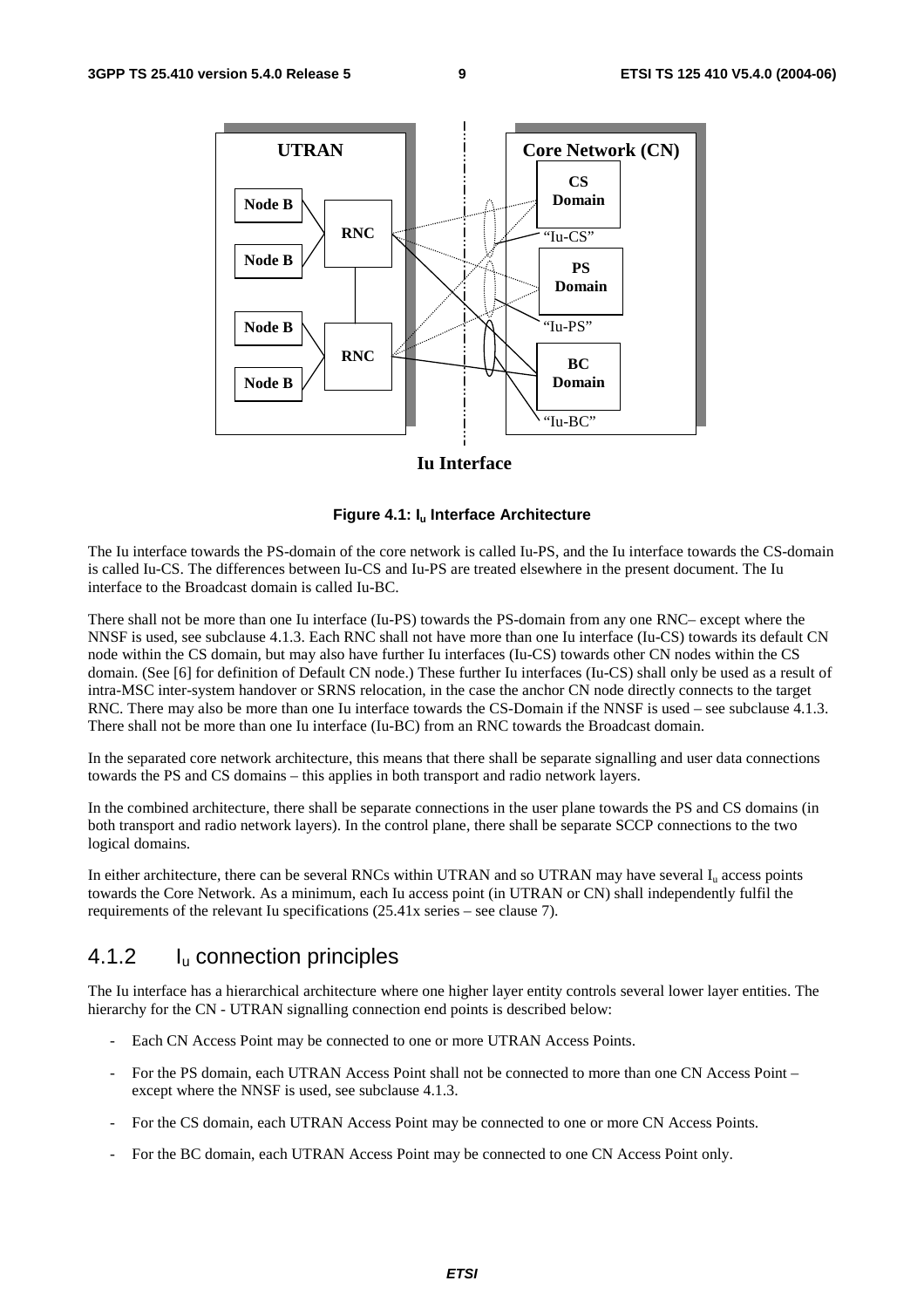**Figure 4.1: $I_u$ Interface Architecture**

The Iu interface towards the PS-domain of the core network is called Iu-PS, and the Iu interface towards the CS-domain is called Iu-CS. The differences between Iu-CS and Iu-PS are treated elsewhere in the present document. The Iu interface to the Broadcast domain is called Iu-BC.

There shall not be more than one Iu interface (Iu-PS) towards the PS-domain from any one RNC– except where the NNSF is used, see subclause 4.1.3. Each RNC shall not have more than one Iu interface (Iu-CS) towards its default CN node within the CS domain, but may also have further Iu interfaces (Iu-CS) towards other CN nodes within the CS domain. (See [6] for definition of Default CN node.) These further Iu interfaces (Iu-CS) shall only be used as a result of intra-MSC inter-system handover or SRNS relocation, in the case the anchor CN node directly connects to the target RNC. There may also be more than one Iu interface towards the CS-Domain if the NNSF is used – see subclause 4.1.3. There shall not be more than one Iu interface (Iu-BC) from an RNC towards the Broadcast domain.

In the separated core network architecture, this means that there shall be separate signalling and user data connections towards the PS and CS domains – this applies in both transport and radio network layers.

In the combined architecture, there shall be separate connections in the user plane towards the PS and CS domains (in both transport and radio network layers). In the control plane, there shall be separate SCCP connections to the two logical domains.

In either architecture, there can be several RNCs within UTRAN and so UTRAN may have several $I_u$ access points towards the Core Network. As a minimum, each Iu access point (in UTRAN or CN) shall independently fulfil the requirements of the relevant Iu specifications (25.41x series – see clause 7).

### 4.1.2 $I_u$ connection principles

The Iu interface has a hierarchical architecture where one higher layer entity controls several lower layer entities. The hierarchy for the CN - UTRAN signalling connection end points is described below:

- Each CN Access Point may be connected to one or more UTRAN Access Points.
- For the PS domain, each UTRAN Access Point shall not be connected to more than one CN Access Point – except where the NNSF is used, see subclause 4.1.3.
- For the CS domain, each UTRAN Access Point may be connected to one or more CN Access Points.
- For the BC domain, each UTRAN Access Point may be connected to one CN Access Point only.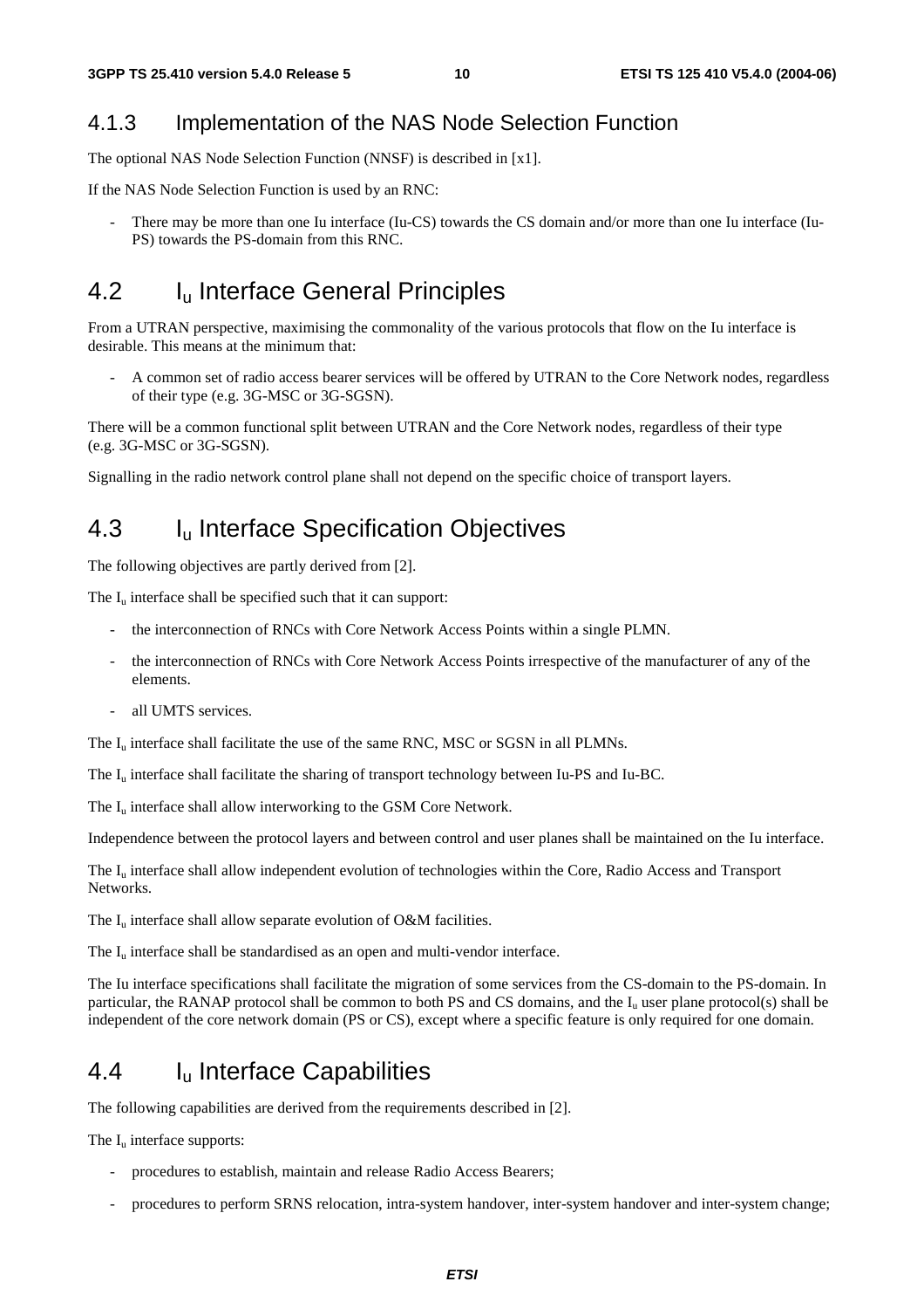### 4.1.3 Implementation of the NAS Node Selection Function

The optional NAS Node Selection Function (NNSF) is described in [x1].

If the NAS Node Selection Function is used by an RNC:

- There may be more than one Iu interface (Iu-CS) towards the CS domain and/or more than one Iu interface (Iu-PS) towards the PS-domain from this RNC.

## 4.2 $I_u$ Interface General Principles

From a UTRAN perspective, maximising the commonality of the various protocols that flow on the Iu interface is desirable. This means at the minimum that:

- A common set of radio access bearer services will be offered by UTRAN to the Core Network nodes, regardless of their type (e.g. 3G-MSC or 3G-SGSN).

There will be a common functional split between UTRAN and the Core Network nodes, regardless of their type (e.g. 3G-MSC or 3G-SGSN).

Signalling in the radio network control plane shall not depend on the specific choice of transport layers.

## 4.3 $I_u$ Interface Specification Objectives

The following objectives are partly derived from [2].

The $I_u$ interface shall be specified such that it can support:

- the interconnection of RNCs with Core Network Access Points within a single PLMN.
- the interconnection of RNCs with Core Network Access Points irrespective of the manufacturer of any of the elements.
- all UMTS services.

The $I_u$ interface shall facilitate the use of the same RNC, MSC or SGSN in all PLMNs.

The $I_u$ interface shall facilitate the sharing of transport technology between Iu-PS and Iu-BC.

The $I_u$ interface shall allow interworking to the GSM Core Network.

Independence between the protocol layers and between control and user planes shall be maintained on the Iu interface.

The $I_u$ interface shall allow independent evolution of technologies within the Core, Radio Access and Transport Networks.

The $I_u$ interface shall allow separate evolution of O&M facilities.

The $I_u$ interface shall be standardised as an open and multi-vendor interface.

The Iu interface specifications shall facilitate the migration of some services from the CS-domain to the PS-domain. In particular, the RANAP protocol shall be common to both PS and CS domains, and the $I_u$ user plane protocol(s) shall be independent of the core network domain (PS or CS), except where a specific feature is only required for one domain.

## 4.4 $I_u$ Interface Capabilities

The following capabilities are derived from the requirements described in [2].

The $I_u$ interface supports:

- procedures to establish, maintain and release Radio Access Bearers;
- procedures to perform SRNS relocation, intra-system handover, inter-system handover and inter-system change;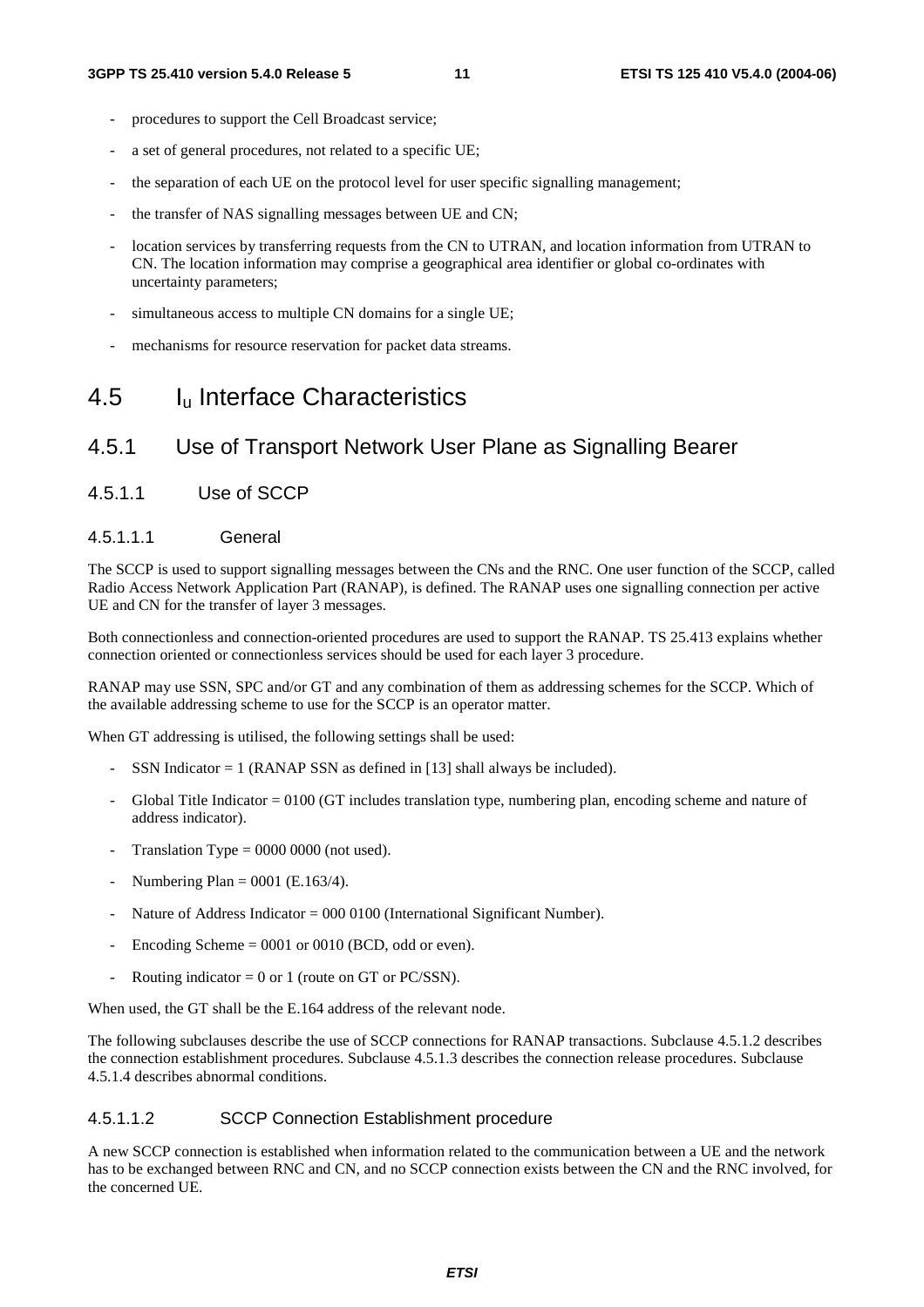- procedures to support the Cell Broadcast service;
- a set of general procedures, not related to a specific UE;
- the separation of each UE on the protocol level for user specific signalling management;
- the transfer of NAS signalling messages between UE and CN;
- location services by transferring requests from the CN to UTRAN, and location information from UTRAN to CN. The location information may comprise a geographical area identifier or global co-ordinates with uncertainty parameters;
- simultaneous access to multiple CN domains for a single UE;
- mechanisms for resource reservation for packet data streams.

# 4.5 I$_u$ Interface Characteristics

## 4.5.1 Use of Transport Network User Plane as Signalling Bearer

### 4.5.1.1 Use of SCCP

#### 4.5.1.1.1 General

The SCCP is used to support signalling messages between the CNs and the RNC. One user function of the SCCP, called Radio Access Network Application Part (RANAP), is defined. The RANAP uses one signalling connection per active UE and CN for the transfer of layer 3 messages.

Both connectionless and connection-oriented procedures are used to support the RANAP. TS 25.413 explains whether connection oriented or connectionless services should be used for each layer 3 procedure.

RANAP may use SSN, SPC and/or GT and any combination of them as addressing schemes for the SCCP. Which of the available addressing scheme to use for the SCCP is an operator matter.

When GT addressing is utilised, the following settings shall be used:

- SSN Indicator = 1 (RANAP SSN as defined in [13] shall always be included).
- Global Title Indicator = 0100 (GT includes translation type, numbering plan, encoding scheme and nature of address indicator).
- Translation Type = 0000 0000 (not used).
- Numbering Plan = 0001 (E.163/4).
- Nature of Address Indicator = 000 0100 (International Significant Number).
- Encoding Scheme = 0001 or 0010 (BCD, odd or even).
- Routing indicator = 0 or 1 (route on GT or PC/SSN).

When used, the GT shall be the E.164 address of the relevant node.

The following subclauses describe the use of SCCP connections for RANAP transactions. Subclause 4.5.1.2 describes the connection establishment procedures. Subclause 4.5.1.3 describes the connection release procedures. Subclause 4.5.1.4 describes abnormal conditions.

#### 4.5.1.1.2 SCCP Connection Establishment procedure

A new SCCP connection is established when information related to the communication between a UE and the network has to be exchanged between RNC and CN, and no SCCP connection exists between the CN and the RNC involved, for the concerned UE.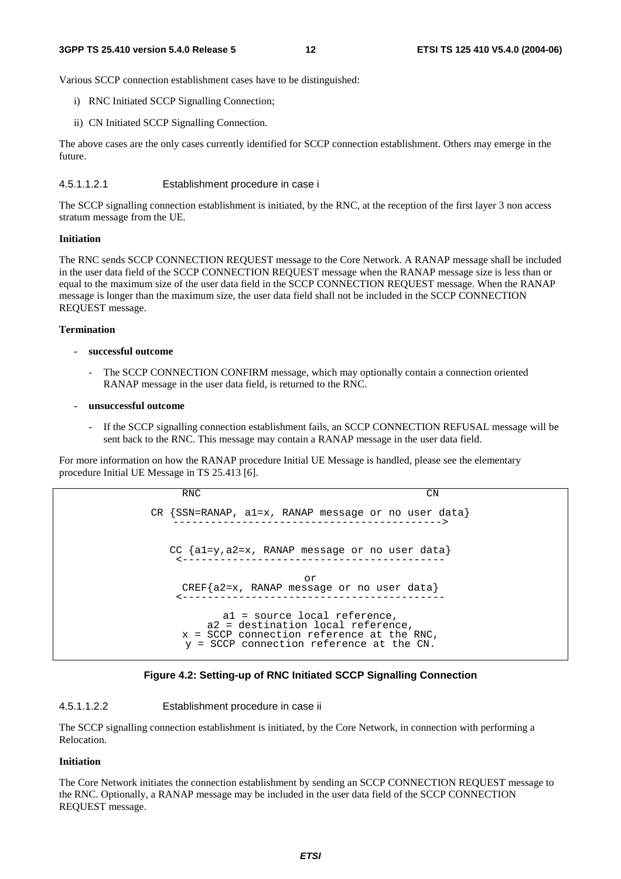Various SCCP connection establishment cases have to be distinguished:

i) RNC Initiated SCCP Signalling Connection;

ii) CN Initiated SCCP Signalling Connection.

The above cases are the only cases currently identified for SCCP connection establishment. Others may emerge in the future.

#### 4.5.1.1.2.1 Establishment procedure in case i

The SCCP signalling connection establishment is initiated, by the RNC, at the reception of the first layer 3 non access stratum message from the UE.

**Initiation**

The RNC sends SCCP CONNECTION REQUEST message to the Core Network. A RANAP message shall be included in the user data field of the SCCP CONNECTION REQUEST message when the RANAP message size is less than or equal to the maximum size of the user data field in the SCCP CONNECTION REQUEST message. When the RANAP message is longer than the maximum size, the user data field shall not be included in the SCCP CONNECTION REQUEST message.

**Termination**

- **successful outcome**
  - The SCCP CONNECTION CONFIRM message, which may optionally contain a connection oriented RANAP message in the user data field, is returned to the RNC.
- **unsuccessful outcome**
  - If the SCCP signalling connection establishment fails, an SCCP CONNECTION REFUSAL message will be sent back to the RNC. This message may contain a RANAP message in the user data field.

For more information on how the RANAP procedure Initial UE Message is handled, please see the elementary procedure Initial UE Message in TS 25.413 [6].

```
        RNC                                          CN

  CR {SSN=RANAP, a1=x, RANAP message or no user data}
     ------------------------------------------->

     CC {a1=y,a2=x, RANAP message or no user data}
      <-----------------------------------------

                        or
     CREF{a2=x, RANAP message or no user data}
      <-----------------------------------------

           a1 = source local reference,
         a2 = destination local reference,
      x = SCCP connection reference at the RNC,
       y = SCCP connection reference at the CN.
```

**Figure 4.2: Setting-up of RNC Initiated SCCP Signalling Connection**

#### 4.5.1.1.2.2 Establishment procedure in case ii

The SCCP signalling connection establishment is initiated, by the Core Network, in connection with performing a Relocation.

**Initiation**

The Core Network initiates the connection establishment by sending an SCCP CONNECTION REQUEST message to the RNC. Optionally, a RANAP message may be included in the user data field of the SCCP CONNECTION REQUEST message.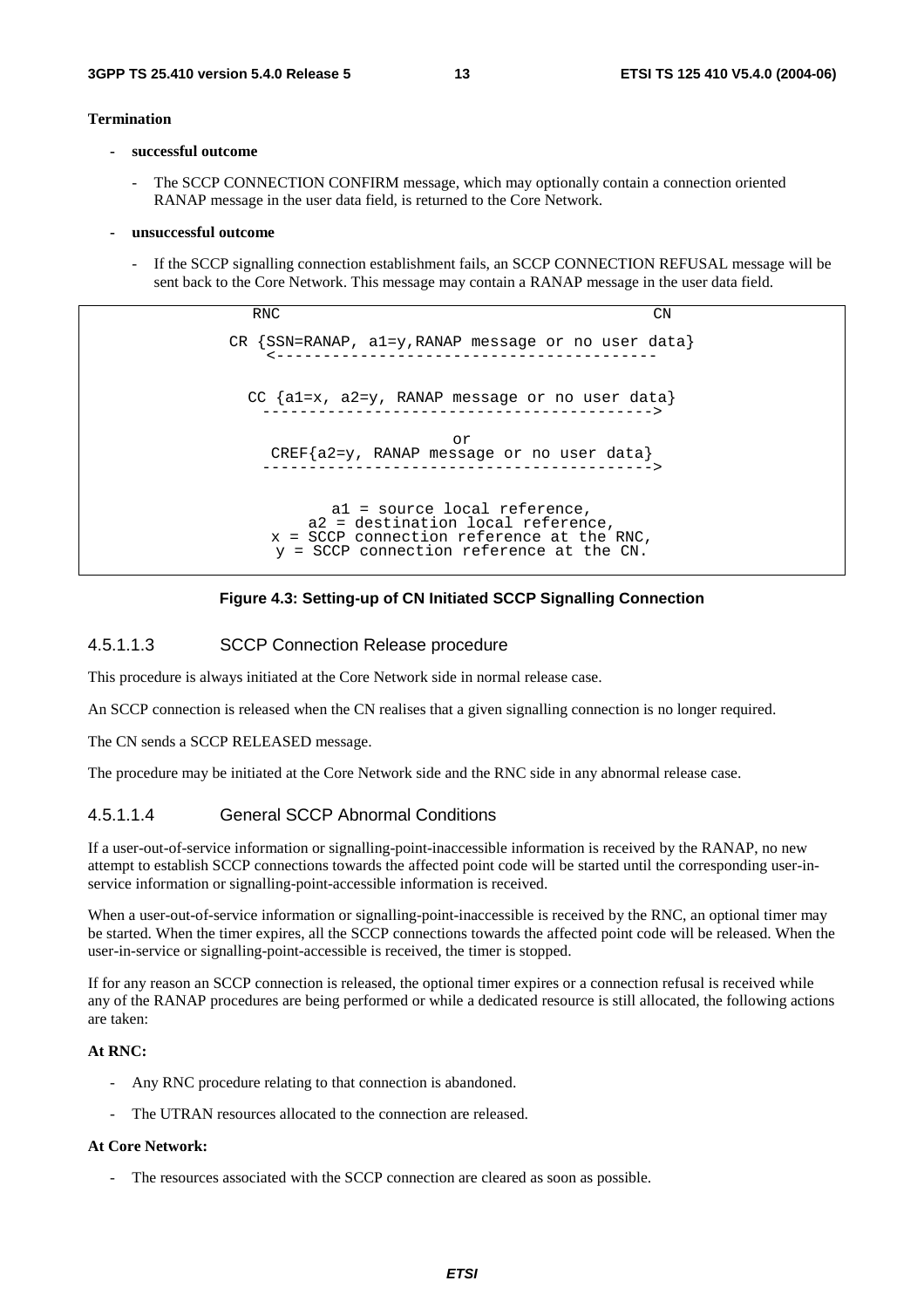**Termination**

- **successful outcome**
    - The SCCP CONNECTION CONFIRM message, which may optionally contain a connection oriented RANAP message in the user data field, is returned to the Core Network.

- **unsuccessful outcome**
    - If the SCCP signalling connection establishment fails, an SCCP CONNECTION REFUSAL message will be sent back to the Core Network. This message may contain a RANAP message in the user data field.

```
        RNC                                              CN

      CR {SSN=RANAP, a1=y,RANAP message or no user data}
          <------------------------------------------

        CC {a1=x, a2=y, RANAP message or no user data}
          ------------------------------------------>

                               or
           CREF{a2=y, RANAP message or no user data}
          ------------------------------------------>


                  a1 = source local reference,
               a2 = destination local reference,
           x = SCCP connection reference at the RNC,
            y = SCCP connection reference at the CN.
```

**Figure 4.3: Setting-up of CN Initiated SCCP Signalling Connection**

#### 4.5.1.1.3 SCCP Connection Release procedure

This procedure is always initiated at the Core Network side in normal release case.

An SCCP connection is released when the CN realises that a given signalling connection is no longer required.

The CN sends a SCCP RELEASED message.

The procedure may be initiated at the Core Network side and the RNC side in any abnormal release case.

#### 4.5.1.1.4 General SCCP Abnormal Conditions

If a user-out-of-service information or signalling-point-inaccessible information is received by the RANAP, no new attempt to establish SCCP connections towards the affected point code will be started until the corresponding user-in-service information or signalling-point-accessible information is received.

When a user-out-of-service information or signalling-point-inaccessible is received by the RNC, an optional timer may be started. When the timer expires, all the SCCP connections towards the affected point code will be released. When the user-in-service or signalling-point-accessible is received, the timer is stopped.

If for any reason an SCCP connection is released, the optional timer expires or a connection refusal is received while any of the RANAP procedures are being performed or while a dedicated resource is still allocated, the following actions are taken:

**At RNC:**

- Any RNC procedure relating to that connection is abandoned.
- The UTRAN resources allocated to the connection are released.

**At Core Network:**

- The resources associated with the SCCP connection are cleared as soon as possible.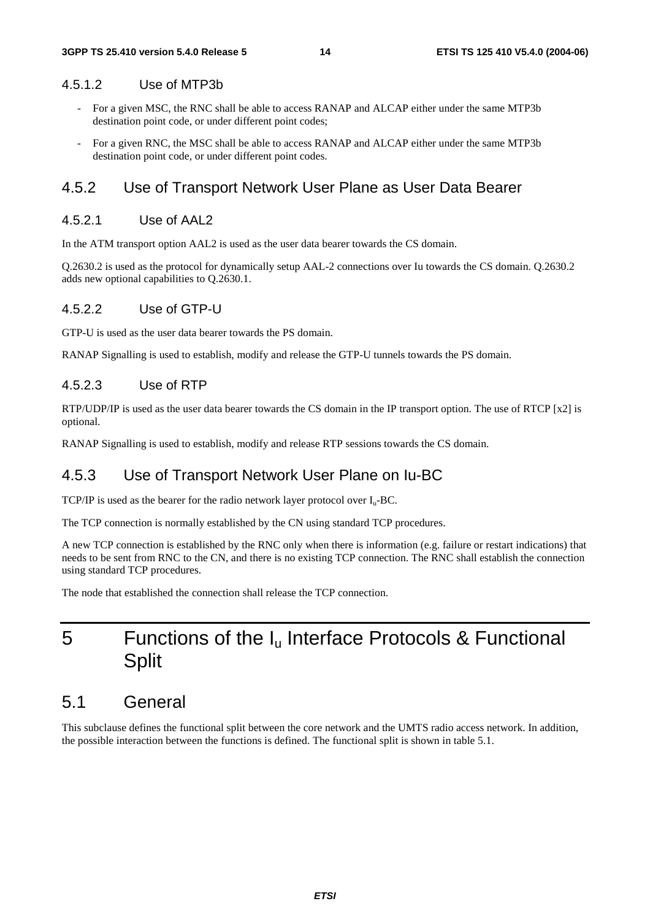#### 4.5.1.2 Use of MTP3b

- For a given MSC, the RNC shall be able to access RANAP and ALCAP either under the same MTP3b destination point code, or under different point codes;
- For a given RNC, the MSC shall be able to access RANAP and ALCAP either under the same MTP3b destination point code, or under different point codes.

### 4.5.2 Use of Transport Network User Plane as User Data Bearer

#### 4.5.2.1 Use of AAL2

In the ATM transport option AAL2 is used as the user data bearer towards the CS domain.

Q.2630.2 is used as the protocol for dynamically setup AAL-2 connections over Iu towards the CS domain. Q.2630.2 adds new optional capabilities to Q.2630.1.

#### 4.5.2.2 Use of GTP-U

GTP-U is used as the user data bearer towards the PS domain.

RANAP Signalling is used to establish, modify and release the GTP-U tunnels towards the PS domain.

#### 4.5.2.3 Use of RTP

RTP/UDP/IP is used as the user data bearer towards the CS domain in the IP transport option. The use of RTCP [x2] is optional.

RANAP Signalling is used to establish, modify and release RTP sessions towards the CS domain.

### 4.5.3 Use of Transport Network User Plane on Iu-BC

TCP/IP is used as the bearer for the radio network layer protocol over $I_u$-BC.

The TCP connection is normally established by the CN using standard TCP procedures.

A new TCP connection is established by the RNC only when there is information (e.g. failure or restart indications) that needs to be sent from RNC to the CN, and there is no existing TCP connection. The RNC shall establish the connection using standard TCP procedures.

The node that established the connection shall release the TCP connection.

# 5 Functions of the $I_u$ Interface Protocols & Functional Split

## 5.1 General

This subclause defines the functional split between the core network and the UMTS radio access network. In addition, the possible interaction between the functions is defined. The functional split is shown in table 5.1.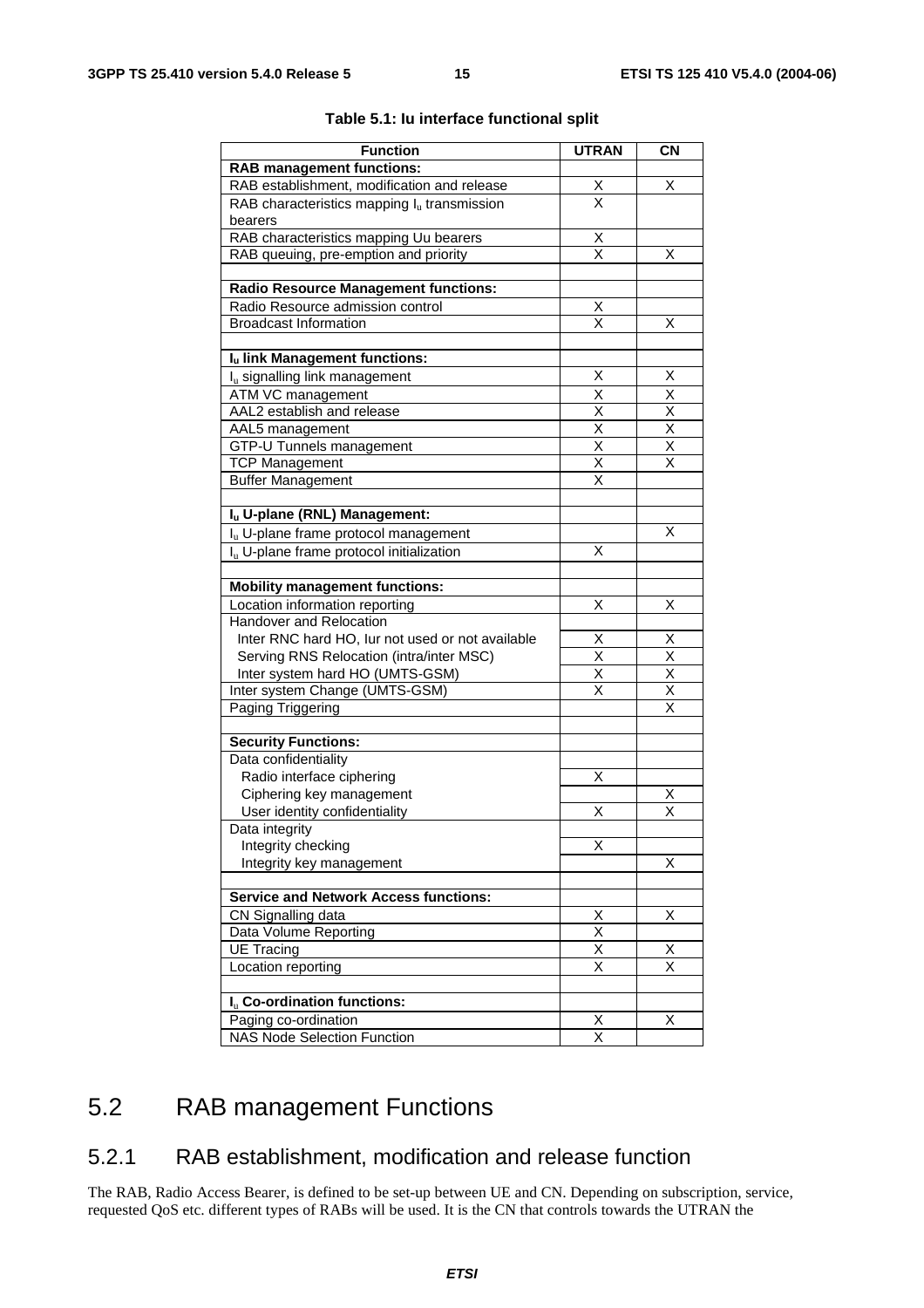**Table 5.1: Iu interface functional split**

| Function | UTRAN | CN |
|---|---|---|
| **RAB management functions:** | | |
| RAB establishment, modification and release | X | X |
| RAB characteristics mapping $I_u$ transmission bearers | X | |
| RAB characteristics mapping Uu bearers | X | |
| RAB queuing, pre-emption and priority | X | X |
| | | |
| **Radio Resource Management functions:** | | |
| Radio Resource admission control | X | |
| Broadcast Information | X | X |
| | | |
| **$I_u$ link Management functions:** | | |
| $I_u$ signalling link management | X | X |
| ATM VC management | X | X |
| AAL2 establish and release | X | X |
| AAL5 management | X | X |
| GTP-U Tunnels management | X | X |
| TCP Management | X | X |
| Buffer Management | X | |
| | | |
| **$I_u$ U-plane (RNL) Management:** | | |
| $I_u$ U-plane frame protocol management | | X |
| $I_u$ U-plane frame protocol initialization | X | |
| | | |
| **Mobility management functions:** | | |
| Location information reporting | X | X |
| Handover and Relocation | | |
| Inter RNC hard HO, Iur not used or not available | X | X |
| Serving RNS Relocation (intra/inter MSC) | X | X |
| Inter system hard HO (UMTS-GSM) | X | X |
| Inter system Change (UMTS-GSM) | X | X |
| Paging Triggering | | X |
| | | |
| **Security Functions:** | | |
| Data confidentiality | | |
| Radio interface ciphering | X | |
| Ciphering key management | | X |
| User identity confidentiality | X | X |
| Data integrity | | |
| Integrity checking | X | |
| Integrity key management | | X |
| | | |
| **Service and Network Access functions:** | | |
| CN Signalling data | X | X |
| Data Volume Reporting | X | |
| UE Tracing | X | X |
| Location reporting | X | X |
| | | |
| **$I_u$ Co-ordination functions:** | | |
| Paging co-ordination | X | X |
| NAS Node Selection Function | X | |

## 5.2 RAB management Functions

### 5.2.1 RAB establishment, modification and release function

The RAB, Radio Access Bearer, is defined to be set-up between UE and CN. Depending on subscription, service, requested QoS etc. different types of RABs will be used. It is the CN that controls towards the UTRAN the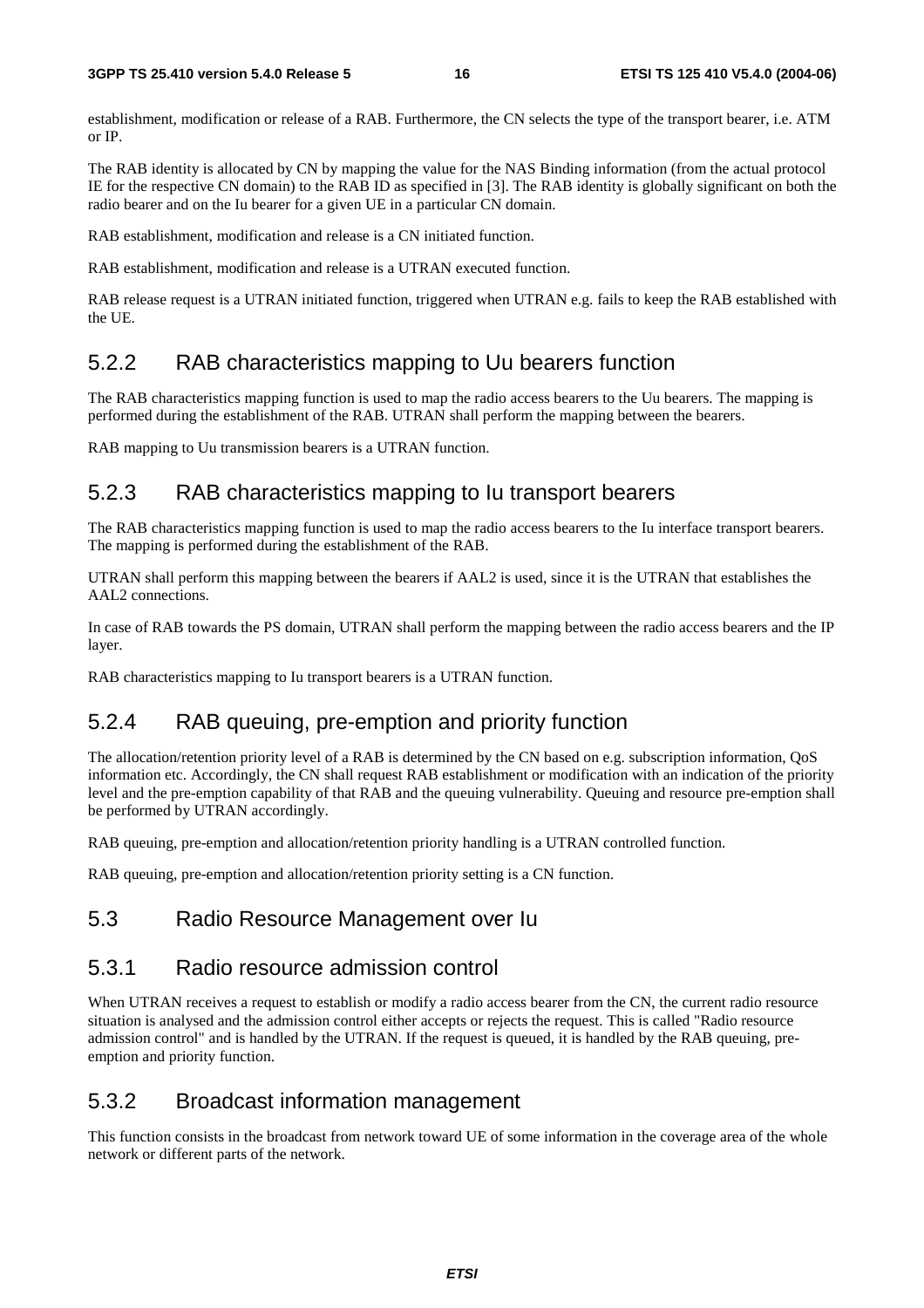establishment, modification or release of a RAB. Furthermore, the CN selects the type of the transport bearer, i.e. ATM or IP.

The RAB identity is allocated by CN by mapping the value for the NAS Binding information (from the actual protocol IE for the respective CN domain) to the RAB ID as specified in [3]. The RAB identity is globally significant on both the radio bearer and on the Iu bearer for a given UE in a particular CN domain.

RAB establishment, modification and release is a CN initiated function.

RAB establishment, modification and release is a UTRAN executed function.

RAB release request is a UTRAN initiated function, triggered when UTRAN e.g. fails to keep the RAB established with the UE.

### 5.2.2 RAB characteristics mapping to Uu bearers function

The RAB characteristics mapping function is used to map the radio access bearers to the Uu bearers. The mapping is performed during the establishment of the RAB. UTRAN shall perform the mapping between the bearers.

RAB mapping to Uu transmission bearers is a UTRAN function.

### 5.2.3 RAB characteristics mapping to Iu transport bearers

The RAB characteristics mapping function is used to map the radio access bearers to the Iu interface transport bearers. The mapping is performed during the establishment of the RAB.

UTRAN shall perform this mapping between the bearers if AAL2 is used, since it is the UTRAN that establishes the AAL2 connections.

In case of RAB towards the PS domain, UTRAN shall perform the mapping between the radio access bearers and the IP layer.

RAB characteristics mapping to Iu transport bearers is a UTRAN function.

### 5.2.4 RAB queuing, pre-emption and priority function

The allocation/retention priority level of a RAB is determined by the CN based on e.g. subscription information, QoS information etc. Accordingly, the CN shall request RAB establishment or modification with an indication of the priority level and the pre-emption capability of that RAB and the queuing vulnerability. Queuing and resource pre-emption shall be performed by UTRAN accordingly.

RAB queuing, pre-emption and allocation/retention priority handling is a UTRAN controlled function.

RAB queuing, pre-emption and allocation/retention priority setting is a CN function.

## 5.3 Radio Resource Management over Iu

### 5.3.1 Radio resource admission control

When UTRAN receives a request to establish or modify a radio access bearer from the CN, the current radio resource situation is analysed and the admission control either accepts or rejects the request. This is called "Radio resource admission control" and is handled by the UTRAN. If the request is queued, it is handled by the RAB queuing, pre-emption and priority function.

### 5.3.2 Broadcast information management

This function consists in the broadcast from network toward UE of some information in the coverage area of the whole network or different parts of the network.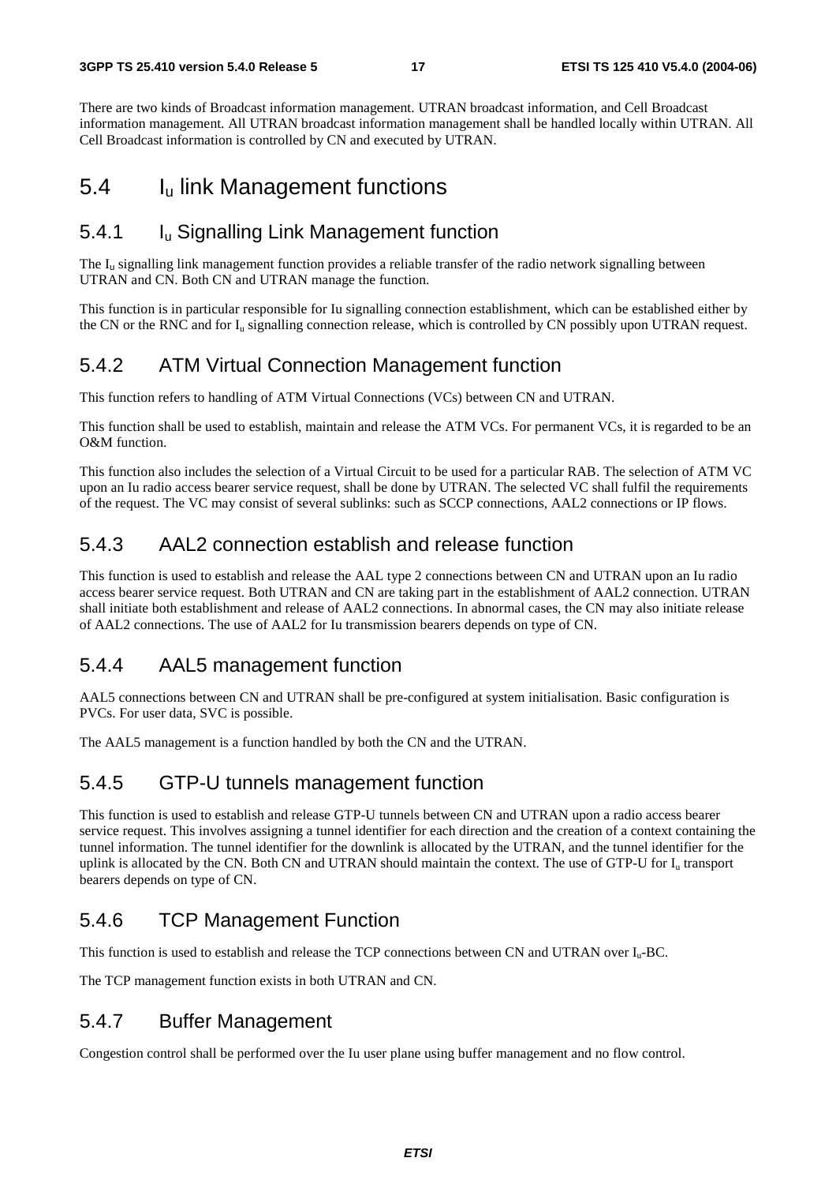There are two kinds of Broadcast information management. UTRAN broadcast information, and Cell Broadcast information management. All UTRAN broadcast information management shall be handled locally within UTRAN. All Cell Broadcast information is controlled by CN and executed by UTRAN.

## 5.4 $I_u$ link Management functions

### 5.4.1 $I_u$ Signalling Link Management function

The $I_u$ signalling link management function provides a reliable transfer of the radio network signalling between UTRAN and CN. Both CN and UTRAN manage the function.

This function is in particular responsible for Iu signalling connection establishment, which can be established either by the CN or the RNC and for $I_u$ signalling connection release, which is controlled by CN possibly upon UTRAN request.

### 5.4.2 ATM Virtual Connection Management function

This function refers to handling of ATM Virtual Connections (VCs) between CN and UTRAN.

This function shall be used to establish, maintain and release the ATM VCs. For permanent VCs, it is regarded to be an O&M function.

This function also includes the selection of a Virtual Circuit to be used for a particular RAB. The selection of ATM VC upon an Iu radio access bearer service request, shall be done by UTRAN. The selected VC shall fulfil the requirements of the request. The VC may consist of several sublinks: such as SCCP connections, AAL2 connections or IP flows.

### 5.4.3 AAL2 connection establish and release function

This function is used to establish and release the AAL type 2 connections between CN and UTRAN upon an Iu radio access bearer service request. Both UTRAN and CN are taking part in the establishment of AAL2 connection. UTRAN shall initiate both establishment and release of AAL2 connections. In abnormal cases, the CN may also initiate release of AAL2 connections. The use of AAL2 for Iu transmission bearers depends on type of CN.

### 5.4.4 AAL5 management function

AAL5 connections between CN and UTRAN shall be pre-configured at system initialisation. Basic configuration is PVCs. For user data, SVC is possible.

The AAL5 management is a function handled by both the CN and the UTRAN.

### 5.4.5 GTP-U tunnels management function

This function is used to establish and release GTP-U tunnels between CN and UTRAN upon a radio access bearer service request. This involves assigning a tunnel identifier for each direction and the creation of a context containing the tunnel information. The tunnel identifier for the downlink is allocated by the UTRAN, and the tunnel identifier for the uplink is allocated by the CN. Both CN and UTRAN should maintain the context. The use of GTP-U for $I_u$ transport bearers depends on type of CN.

### 5.4.6 TCP Management Function

This function is used to establish and release the TCP connections between CN and UTRAN over $I_u$-BC.

The TCP management function exists in both UTRAN and CN.

### 5.4.7 Buffer Management

Congestion control shall be performed over the Iu user plane using buffer management and no flow control.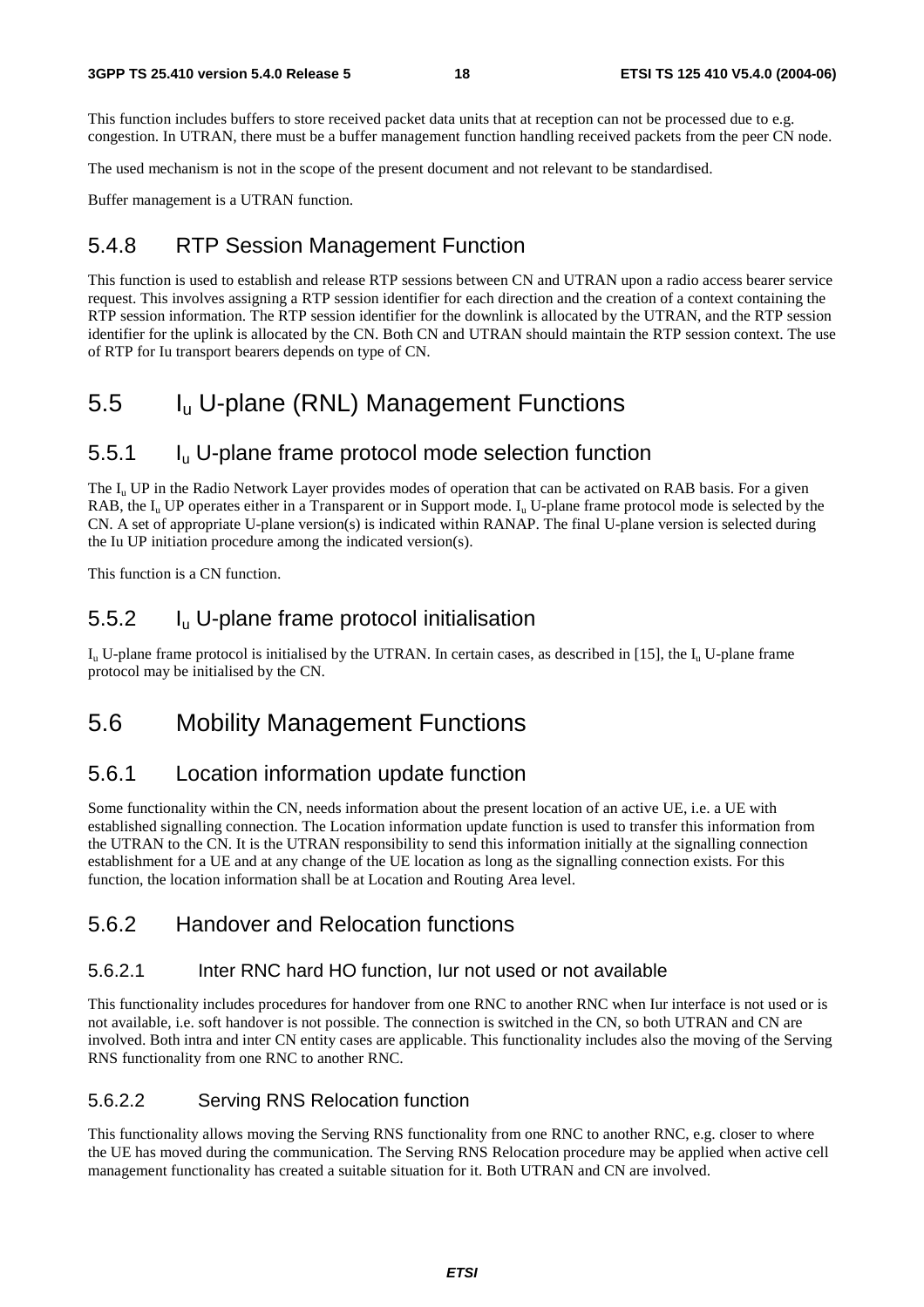This function includes buffers to store received packet data units that at reception can not be processed due to e.g. congestion. In UTRAN, there must be a buffer management function handling received packets from the peer CN node.

The used mechanism is not in the scope of the present document and not relevant to be standardised.

Buffer management is a UTRAN function.

### 5.4.8 RTP Session Management Function

This function is used to establish and release RTP sessions between CN and UTRAN upon a radio access bearer service request. This involves assigning a RTP session identifier for each direction and the creation of a context containing the RTP session information. The RTP session identifier for the downlink is allocated by the UTRAN, and the RTP session identifier for the uplink is allocated by the CN. Both CN and UTRAN should maintain the RTP session context. The use of RTP for Iu transport bearers depends on type of CN.

## 5.5 $I_u$ U-plane (RNL) Management Functions

### 5.5.1 $I_u$ U-plane frame protocol mode selection function

The $I_u$ UP in the Radio Network Layer provides modes of operation that can be activated on RAB basis. For a given RAB, the $I_u$ UP operates either in a Transparent or in Support mode. $I_u$ U-plane frame protocol mode is selected by the CN. A set of appropriate U-plane version(s) is indicated within RANAP. The final U-plane version is selected during the Iu UP initiation procedure among the indicated version(s).

This function is a CN function.

### 5.5.2 $I_u$ U-plane frame protocol initialisation

$I_u$ U-plane frame protocol is initialised by the UTRAN. In certain cases, as described in [15], the $I_u$ U-plane frame protocol may be initialised by the CN.

## 5.6 Mobility Management Functions

### 5.6.1 Location information update function

Some functionality within the CN, needs information about the present location of an active UE, i.e. a UE with established signalling connection. The Location information update function is used to transfer this information from the UTRAN to the CN. It is the UTRAN responsibility to send this information initially at the signalling connection establishment for a UE and at any change of the UE location as long as the signalling connection exists. For this function, the location information shall be at Location and Routing Area level.

### 5.6.2 Handover and Relocation functions

#### 5.6.2.1 Inter RNC hard HO function, Iur not used or not available

This functionality includes procedures for handover from one RNC to another RNC when Iur interface is not used or is not available, i.e. soft handover is not possible. The connection is switched in the CN, so both UTRAN and CN are involved. Both intra and inter CN entity cases are applicable. This functionality includes also the moving of the Serving RNS functionality from one RNC to another RNC.

#### 5.6.2.2 Serving RNS Relocation function

This functionality allows moving the Serving RNS functionality from one RNC to another RNC, e.g. closer to where the UE has moved during the communication. The Serving RNS Relocation procedure may be applied when active cell management functionality has created a suitable situation for it. Both UTRAN and CN are involved.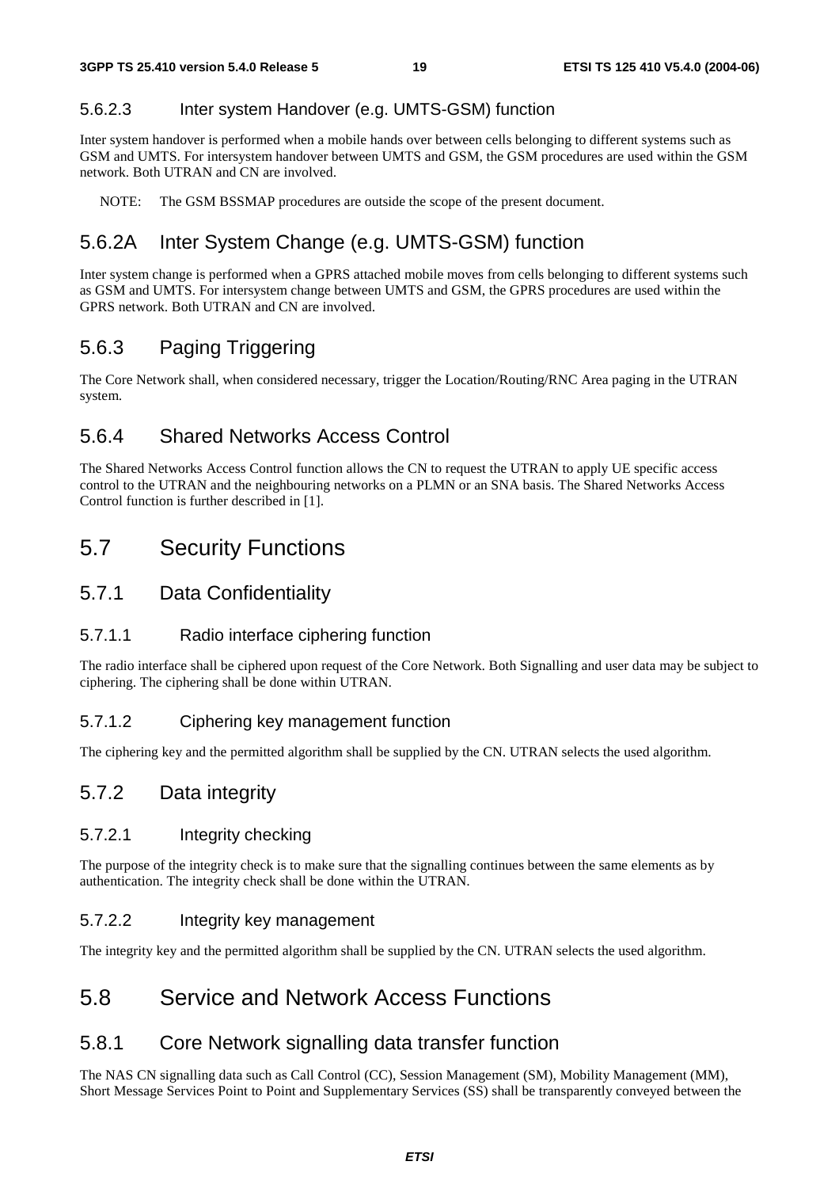#### 5.6.2.3 Inter system Handover (e.g. UMTS-GSM) function

Inter system handover is performed when a mobile hands over between cells belonging to different systems such as GSM and UMTS. For intersystem handover between UMTS and GSM, the GSM procedures are used within the GSM network. Both UTRAN and CN are involved.

NOTE: The GSM BSSMAP procedures are outside the scope of the present document.

### 5.6.2A Inter System Change (e.g. UMTS-GSM) function

Inter system change is performed when a GPRS attached mobile moves from cells belonging to different systems such as GSM and UMTS. For intersystem change between UMTS and GSM, the GPRS procedures are used within the GPRS network. Both UTRAN and CN are involved.

### 5.6.3 Paging Triggering

The Core Network shall, when considered necessary, trigger the Location/Routing/RNC Area paging in the UTRAN system.

### 5.6.4 Shared Networks Access Control

The Shared Networks Access Control function allows the CN to request the UTRAN to apply UE specific access control to the UTRAN and the neighbouring networks on a PLMN or an SNA basis. The Shared Networks Access Control function is further described in [1].

## 5.7 Security Functions

### 5.7.1 Data Confidentiality

#### 5.7.1.1 Radio interface ciphering function

The radio interface shall be ciphered upon request of the Core Network. Both Signalling and user data may be subject to ciphering. The ciphering shall be done within UTRAN.

#### 5.7.1.2 Ciphering key management function

The ciphering key and the permitted algorithm shall be supplied by the CN. UTRAN selects the used algorithm.

### 5.7.2 Data integrity

#### 5.7.2.1 Integrity checking

The purpose of the integrity check is to make sure that the signalling continues between the same elements as by authentication. The integrity check shall be done within the UTRAN.

#### 5.7.2.2 Integrity key management

The integrity key and the permitted algorithm shall be supplied by the CN. UTRAN selects the used algorithm.

## 5.8 Service and Network Access Functions

### 5.8.1 Core Network signalling data transfer function

The NAS CN signalling data such as Call Control (CC), Session Management (SM), Mobility Management (MM), Short Message Services Point to Point and Supplementary Services (SS) shall be transparently conveyed between the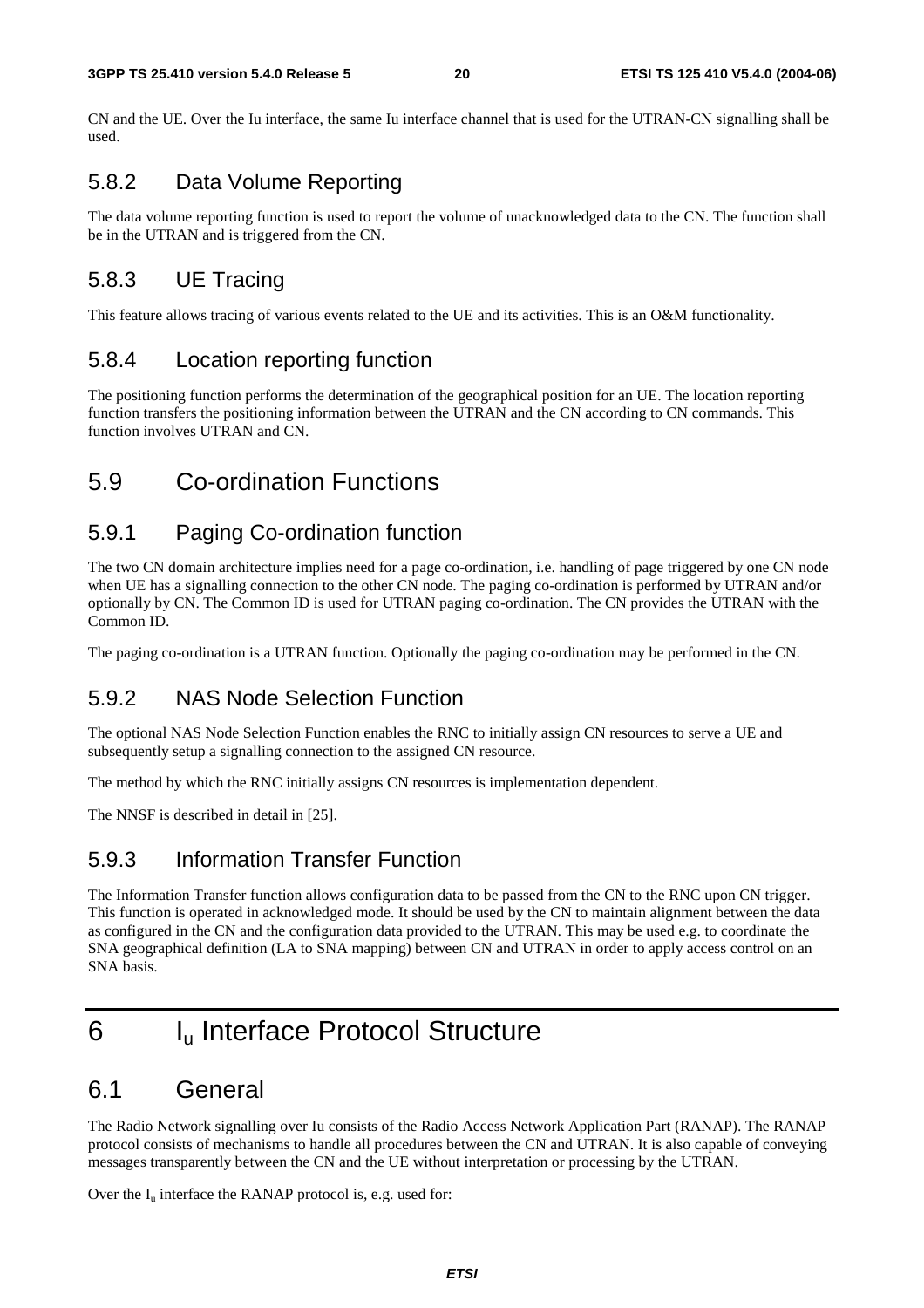CN and the UE. Over the Iu interface, the same Iu interface channel that is used for the UTRAN-CN signalling shall be used.

### 5.8.2 Data Volume Reporting

The data volume reporting function is used to report the volume of unacknowledged data to the CN. The function shall be in the UTRAN and is triggered from the CN.

### 5.8.3 UE Tracing

This feature allows tracing of various events related to the UE and its activities. This is an O&M functionality.

### 5.8.4 Location reporting function

The positioning function performs the determination of the geographical position for an UE. The location reporting function transfers the positioning information between the UTRAN and the CN according to CN commands. This function involves UTRAN and CN.

## 5.9 Co-ordination Functions

### 5.9.1 Paging Co-ordination function

The two CN domain architecture implies need for a page co-ordination, i.e. handling of page triggered by one CN node when UE has a signalling connection to the other CN node. The paging co-ordination is performed by UTRAN and/or optionally by CN. The Common ID is used for UTRAN paging co-ordination. The CN provides the UTRAN with the Common ID.

The paging co-ordination is a UTRAN function. Optionally the paging co-ordination may be performed in the CN.

### 5.9.2 NAS Node Selection Function

The optional NAS Node Selection Function enables the RNC to initially assign CN resources to serve a UE and subsequently setup a signalling connection to the assigned CN resource.

The method by which the RNC initially assigns CN resources is implementation dependent.

The NNSF is described in detail in [25].

### 5.9.3 Information Transfer Function

The Information Transfer function allows configuration data to be passed from the CN to the RNC upon CN trigger. This function is operated in acknowledged mode. It should be used by the CN to maintain alignment between the data as configured in the CN and the configuration data provided to the UTRAN. This may be used e.g. to coordinate the SNA geographical definition (LA to SNA mapping) between CN and UTRAN in order to apply access control on an SNA basis.

# 6 $I_u$ Interface Protocol Structure

## 6.1 General

The Radio Network signalling over Iu consists of the Radio Access Network Application Part (RANAP). The RANAP protocol consists of mechanisms to handle all procedures between the CN and UTRAN. It is also capable of conveying messages transparently between the CN and the UE without interpretation or processing by the UTRAN.

Over the $I_u$ interface the RANAP protocol is, e.g. used for: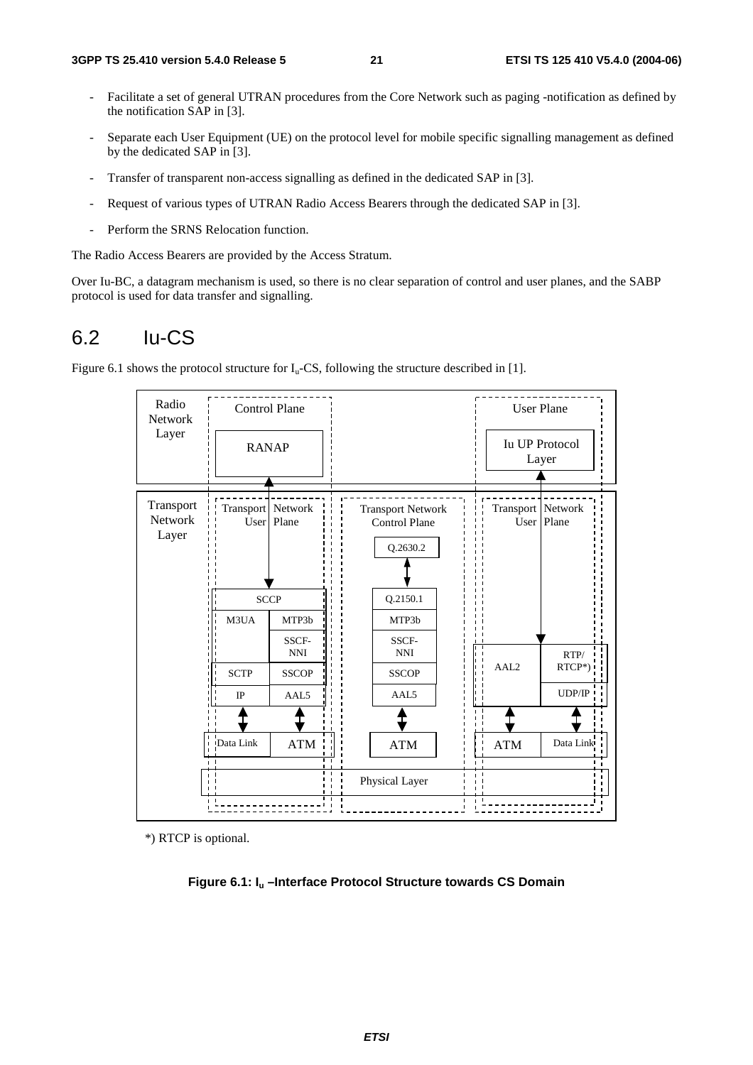- Facilitate a set of general UTRAN procedures from the Core Network such as paging -notification as defined by the notification SAP in [3].
- Separate each User Equipment (UE) on the protocol level for mobile specific signalling management as defined by the dedicated SAP in [3].
- Transfer of transparent non-access signalling as defined in the dedicated SAP in [3].
- Request of various types of UTRAN Radio Access Bearers through the dedicated SAP in [3].
- Perform the SRNS Relocation function.

The Radio Access Bearers are provided by the Access Stratum.

Over Iu-BC, a datagram mechanism is used, so there is no clear separation of control and user planes, and the SABP protocol is used for data transfer and signalling.

# 6.2 Iu-CS

Figure 6.1 shows the protocol structure for $I_u$-CS, following the structure described in [1].

Radio Network Layer | Control Plane | User Plane | RANAP | Iu UP Protocol Layer | Transport Network Layer | Transport Network User Plane | Transport Network Control Plane | Transport Network User Plane | Q.2630.2 | SCCP | Q.2150.1 | M3UA | MTP3b | MTP3b | SSCF-NNI | SSCF-NNI | AAL2 | RTP/ RTCP*) | SCTP | SSCOP | SSCOP | IP | AAL5 | AAL5 | UDP/IP | Data Link | ATM | ATM | ATM | Data Link | Physical Layer

*) RTCP is optional.

**Figure 6.1: $I_u$ –Interface Protocol Structure towards CS Domain**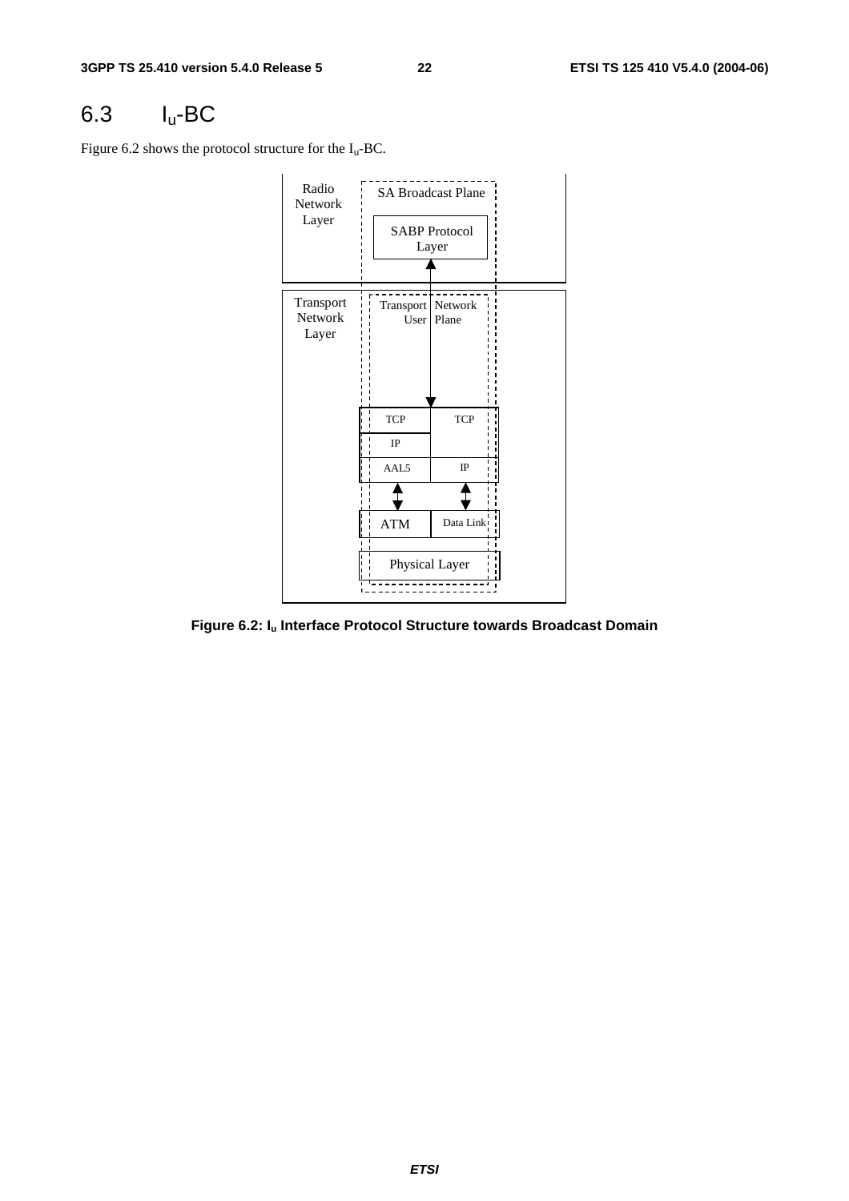## 6.3 $I_u$-BC

Figure 6.2 shows the protocol structure for the $I_u$-BC.

Radio Network Layer

SA Broadcast Plane

SABP Protocol Layer

Transport Network Layer

Transport Network User Plane

| TCP | TCP |
|---|---|
| IP | |
| AAL5 | IP |
| ATM | Data Link |
| Physical Layer | |

**Figure 6.2: $I_u$ Interface Protocol Structure towards Broadcast Domain**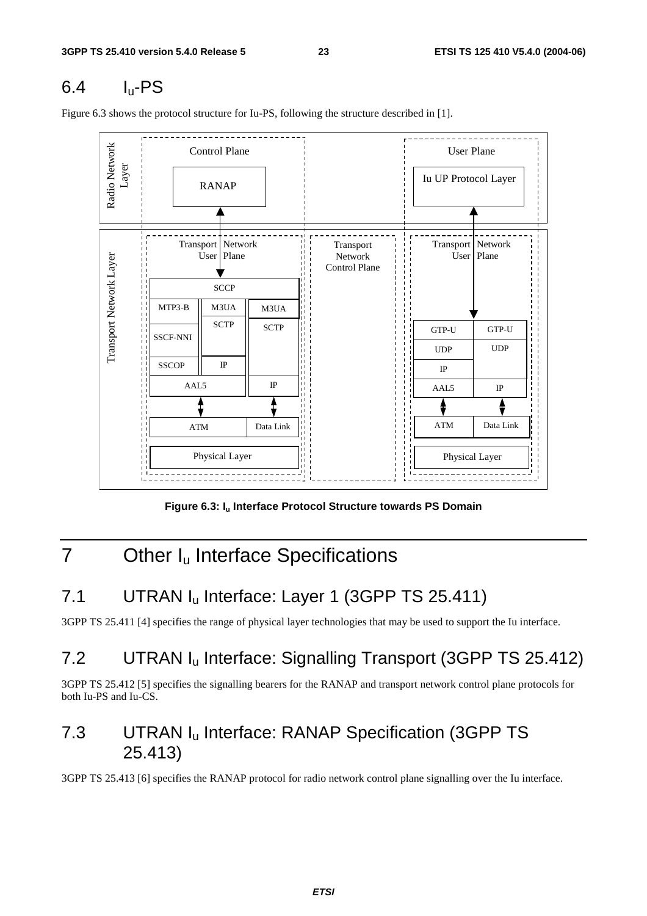## 6.4 $I_u$-PS

Figure 6.3 shows the protocol structure for Iu-PS, following the structure described in [1].

**Figure 6.3: $I_u$ Interface Protocol Structure towards PS Domain**

# 7 Other $I_u$ Interface Specifications

## 7.1 UTRAN $I_u$ Interface: Layer 1 (3GPP TS 25.411)

3GPP TS 25.411 [4] specifies the range of physical layer technologies that may be used to support the Iu interface.

## 7.2 UTRAN $I_u$ Interface: Signalling Transport (3GPP TS 25.412)

3GPP TS 25.412 [5] specifies the signalling bearers for the RANAP and transport network control plane protocols for both Iu-PS and Iu-CS.

## 7.3 UTRAN $I_u$ Interface: RANAP Specification (3GPP TS 25.413)

3GPP TS 25.413 [6] specifies the RANAP protocol for radio network control plane signalling over the Iu interface.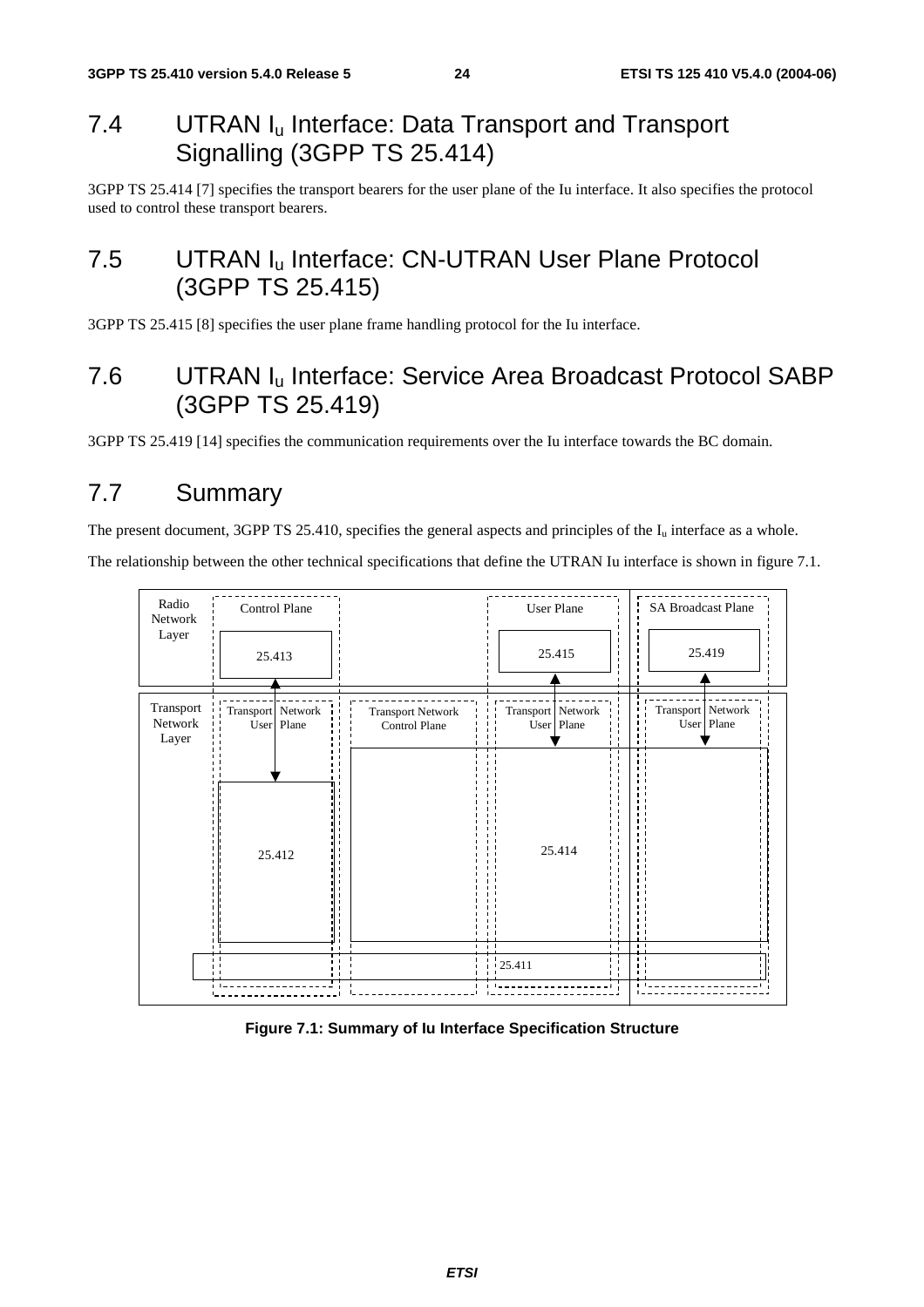## 7.4 UTRAN $I_u$ Interface: Data Transport and Transport Signalling (3GPP TS 25.414)

3GPP TS 25.414 [7] specifies the transport bearers for the user plane of the Iu interface. It also specifies the protocol used to control these transport bearers.

## 7.5 UTRAN $I_u$ Interface: CN-UTRAN User Plane Protocol (3GPP TS 25.415)

3GPP TS 25.415 [8] specifies the user plane frame handling protocol for the Iu interface.

## 7.6 UTRAN $I_u$ Interface: Service Area Broadcast Protocol SABP (3GPP TS 25.419)

3GPP TS 25.419 [14] specifies the communication requirements over the Iu interface towards the BC domain.

## 7.7 Summary

The present document, 3GPP TS 25.410, specifies the general aspects and principles of the $I_u$ interface as a whole.

The relationship between the other technical specifications that define the UTRAN Iu interface is shown in figure 7.1.

Radio Network Layer | Control Plane | 25.413 | User Plane | 25.415 | SA Broadcast Plane | 25.419

Transport Network Layer | Transport Network User Plane | 25.412 | Transport Network Control Plane | Transport Network User Plane | 25.414 | Transport Network User Plane | 25.411

**Figure 7.1: Summary of Iu Interface Specification Structure**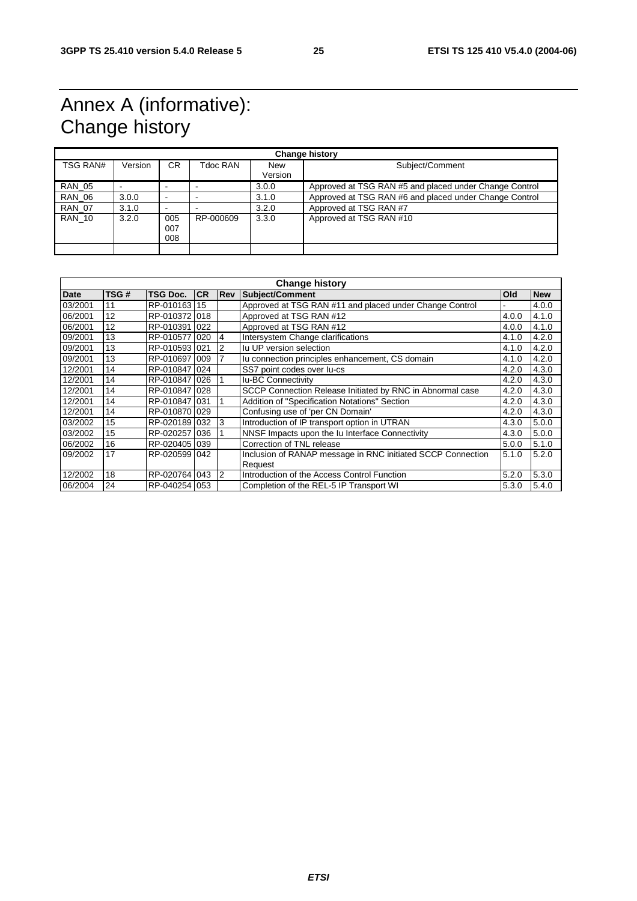# Annex A (informative): Change history

| Change history | | | | | |
|---|---|---|---|---|---|
| TSG RAN# | Version | CR | Tdoc RAN | New Version | Subject/Comment |
| RAN_05 | - | - | - | 3.0.0 | Approved at TSG RAN #5 and placed under Change Control |
| RAN_06 | 3.0.0 | - | - | 3.1.0 | Approved at TSG RAN #6 and placed under Change Control |
| RAN_07 | 3.1.0 | - | - | 3.2.0 | Approved at TSG RAN #7 |
| RAN_10 | 3.2.0 | 005 007 008 | RP-000609 | 3.3.0 | Approved at TSG RAN #10 |
| | | | | | |

| Change history | | | | | | | |
|---|---|---|---|---|---|---|---|
| **Date** | **TSG #** | **TSG Doc.** | **CR** | **Rev** | **Subject/Comment** | **Old** | **New** |
| 03/2001 | 11 | RP-010163 | 15 | | Approved at TSG RAN #11 and placed under Change Control | - | 4.0.0 |
| 06/2001 | 12 | RP-010372 | 018 | | Approved at TSG RAN #12 | 4.0.0 | 4.1.0 |
| 06/2001 | 12 | RP-010391 | 022 | | Approved at TSG RAN #12 | 4.0.0 | 4.1.0 |
| 09/2001 | 13 | RP-010577 | 020 | 4 | Intersystem Change clarifications | 4.1.0 | 4.2.0 |
| 09/2001 | 13 | RP-010593 | 021 | 2 | Iu UP version selection | 4.1.0 | 4.2.0 |
| 09/2001 | 13 | RP-010697 | 009 | 7 | Iu connection principles enhancement, CS domain | 4.1.0 | 4.2.0 |
| 12/2001 | 14 | RP-010847 | 024 | | SS7 point codes over Iu-cs | 4.2.0 | 4.3.0 |
| 12/2001 | 14 | RP-010847 | 026 | 1 | Iu-BC Connectivity | 4.2.0 | 4.3.0 |
| 12/2001 | 14 | RP-010847 | 028 | | SCCP Connection Release Initiated by RNC in Abnormal case | 4.2.0 | 4.3.0 |
| 12/2001 | 14 | RP-010847 | 031 | 1 | Addition of "Specification Notations" Section | 4.2.0 | 4.3.0 |
| 12/2001 | 14 | RP-010870 | 029 | | Confusing use of 'per CN Domain' | 4.2.0 | 4.3.0 |
| 03/2002 | 15 | RP-020189 | 032 | 3 | Introduction of IP transport option in UTRAN | 4.3.0 | 5.0.0 |
| 03/2002 | 15 | RP-020257 | 036 | 1 | NNSF Impacts upon the Iu Interface Connectivity | 4.3.0 | 5.0.0 |
| 06/2002 | 16 | RP-020405 | 039 | | Correction of TNL release | 5.0.0 | 5.1.0 |
| 09/2002 | 17 | RP-020599 | 042 | | Inclusion of RANAP message in RNC initiated SCCP Connection Request | 5.1.0 | 5.2.0 |
| 12/2002 | 18 | RP-020764 | 043 | 2 | Introduction of the Access Control Function | 5.2.0 | 5.3.0 |
| 06/2004 | 24 | RP-040254 | 053 | | Completion of the REL-5 IP Transport WI | 5.3.0 | 5.4.0 |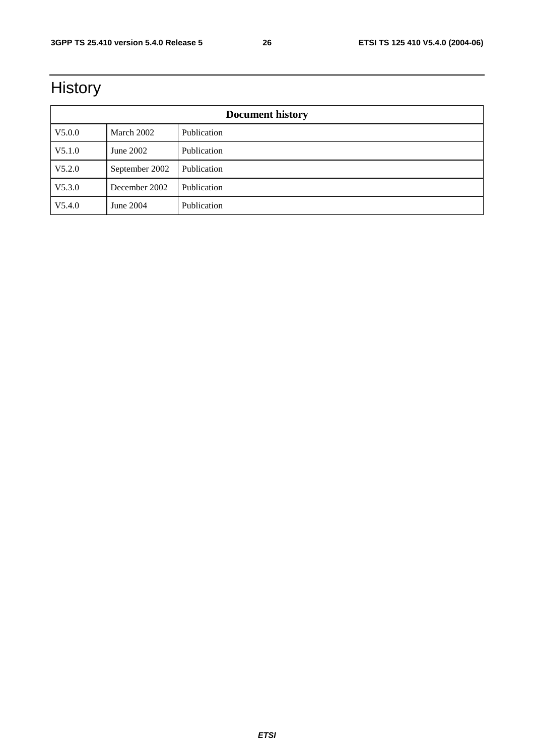# History

| Document history | | |
|---|---|---|
| V5.0.0 | March 2002 | Publication |
| V5.1.0 | June 2002 | Publication |
| V5.2.0 | September 2002 | Publication |
| V5.3.0 | December 2002 | Publication |
| V5.4.0 | June 2004 | Publication |